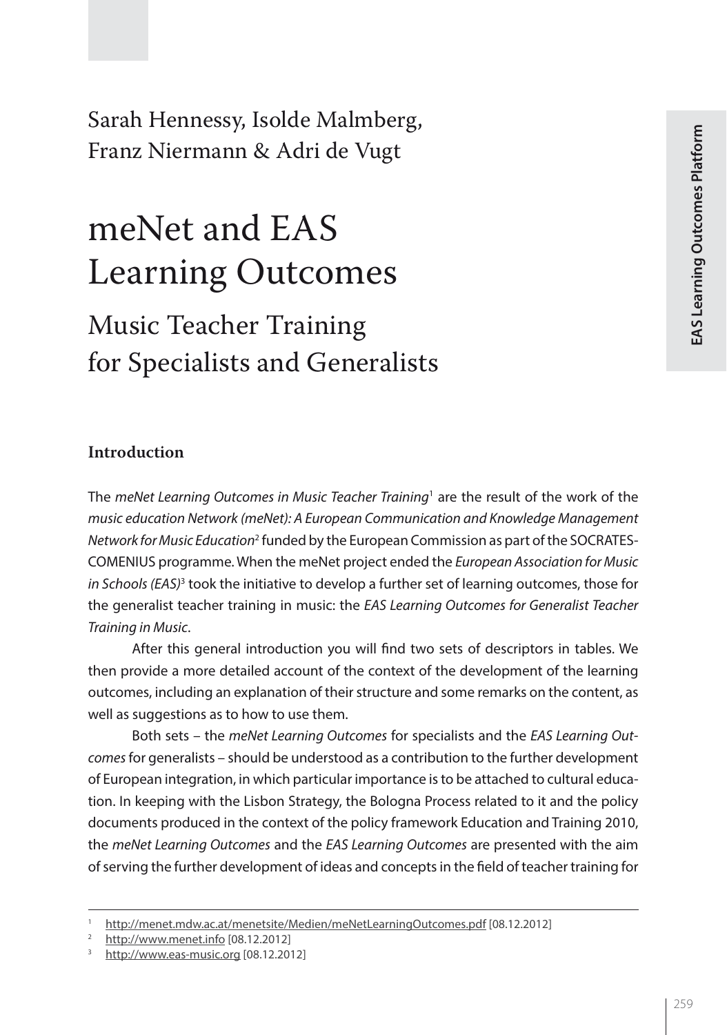Sarah Hennessy, Isolde Malmberg, Franz Niermann & Adri de Vugt

# meNet and EAS Learning Outcomes

## Music Teacher Training for Specialists and Generalists

### Introduction

The *meNet Learning Outcomes in Music Teacher Training*[1] are the result of the work of the *music education Network (meNet): A European Communication and Knowledge Management Network for Music Education*[2] funded by the European Commission as part of the SOCRATES-COMENIUS programme. When the meNet project ended the *European Association for Music in Schools (EAS)*[3] took the initiative to develop a further set of learning outcomes, those for the generalist teacher training in music: the *EAS Learning Outcomes for Generalist Teacher Training in Music*.

After this general introduction you will find two sets of descriptors in tables. We then provide a more detailed account of the context of the development of the learning outcomes, including an explanation of their structure and some remarks on the content, as well as suggestions as to how to use them.

Both sets – the *meNet Learning Outcomes* for specialists and the *EAS Learning Outcomes* for generalists – should be understood as a contribution to the further development of European integration, in which particular importance is to be attached to cultural education. In keeping with the Lisbon Strategy, the Bologna Process related to it and the policy documents produced in the context of the policy framework Education and Training 2010, the *meNet Learning Outcomes* and the *EAS Learning Outcomes* are presented with the aim of serving the further development of ideas and concepts in the field of teacher training for

---

[1] http://menet.mdw.ac.at/menetsite/Medien/meNetLearningOutcomes.pdf [08.12.2012]

[2] http://www.menet.info [08.12.2012]

[3] http://www.eas-music.org [08.12.2012]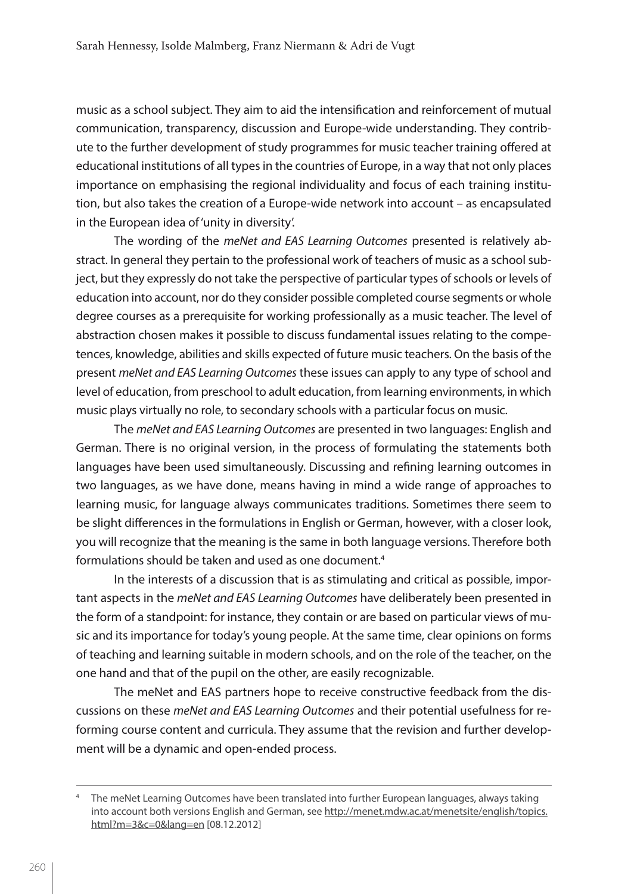music as a school subject. They aim to aid the intensification and reinforcement of mutual communication, transparency, discussion and Europe-wide understanding. They contribute to the further development of study programmes for music teacher training offered at educational institutions of all types in the countries of Europe, in a way that not only places importance on emphasising the regional individuality and focus of each training institution, but also takes the creation of a Europe-wide network into account – as encapsulated in the European idea of 'unity in diversity'.

The wording of the *meNet and EAS Learning Outcomes* presented is relatively abstract. In general they pertain to the professional work of teachers of music as a school subject, but they expressly do not take the perspective of particular types of schools or levels of education into account, nor do they consider possible completed course segments or whole degree courses as a prerequisite for working professionally as a music teacher. The level of abstraction chosen makes it possible to discuss fundamental issues relating to the competences, knowledge, abilities and skills expected of future music teachers. On the basis of the present *meNet and EAS Learning Outcomes* these issues can apply to any type of school and level of education, from preschool to adult education, from learning environments, in which music plays virtually no role, to secondary schools with a particular focus on music.

The *meNet and EAS Learning Outcomes* are presented in two languages: English and German. There is no original version, in the process of formulating the statements both languages have been used simultaneously. Discussing and refining learning outcomes in two languages, as we have done, means having in mind a wide range of approaches to learning music, for language always communicates traditions. Sometimes there seem to be slight differences in the formulations in English or German, however, with a closer look, you will recognize that the meaning is the same in both language versions. Therefore both formulations should be taken and used as one document.[4]

In the interests of a discussion that is as stimulating and critical as possible, important aspects in the *meNet and EAS Learning Outcomes* have deliberately been presented in the form of a standpoint: for instance, they contain or are based on particular views of music and its importance for today's young people. At the same time, clear opinions on forms of teaching and learning suitable in modern schools, and on the role of the teacher, on the one hand and that of the pupil on the other, are easily recognizable.

The meNet and EAS partners hope to receive constructive feedback from the discussions on these *meNet and EAS Learning Outcomes* and their potential usefulness for reforming course content and curricula. They assume that the revision and further development will be a dynamic and open-ended process.

---

[4] The meNet Learning Outcomes have been translated into further European languages, always taking into account both versions English and German, see http://menet.mdw.ac.at/menetsite/english/topics.html?m=3&c=0&lang=en [08.12.2012]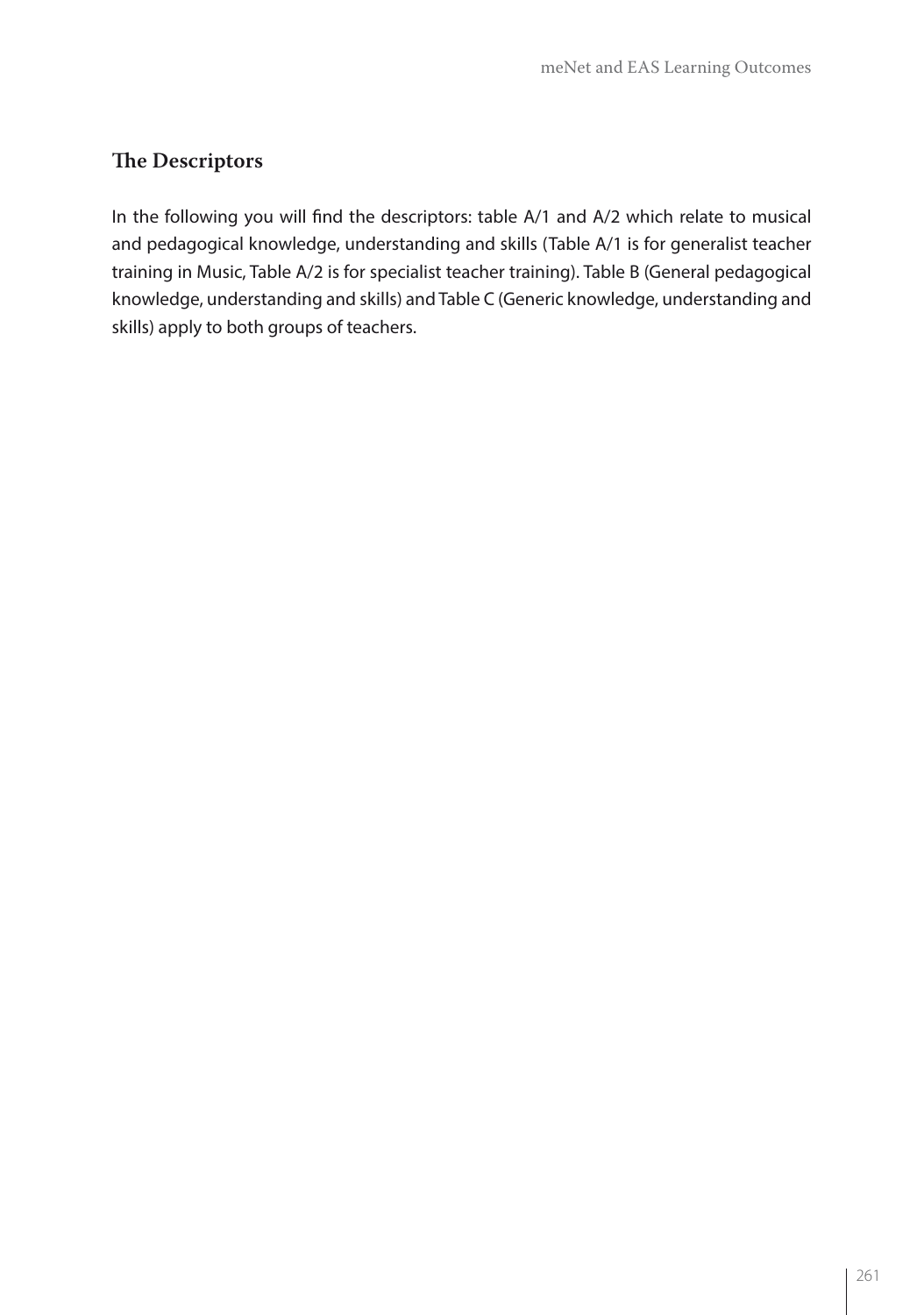## The Descriptors

In the following you will find the descriptors: table A/1 and A/2 which relate to musical and pedagogical knowledge, understanding and skills (Table A/1 is for generalist teacher training in Music, Table A/2 is for specialist teacher training). Table B (General pedagogical knowledge, understanding and skills) and Table C (Generic knowledge, understanding and skills) apply to both groups of teachers.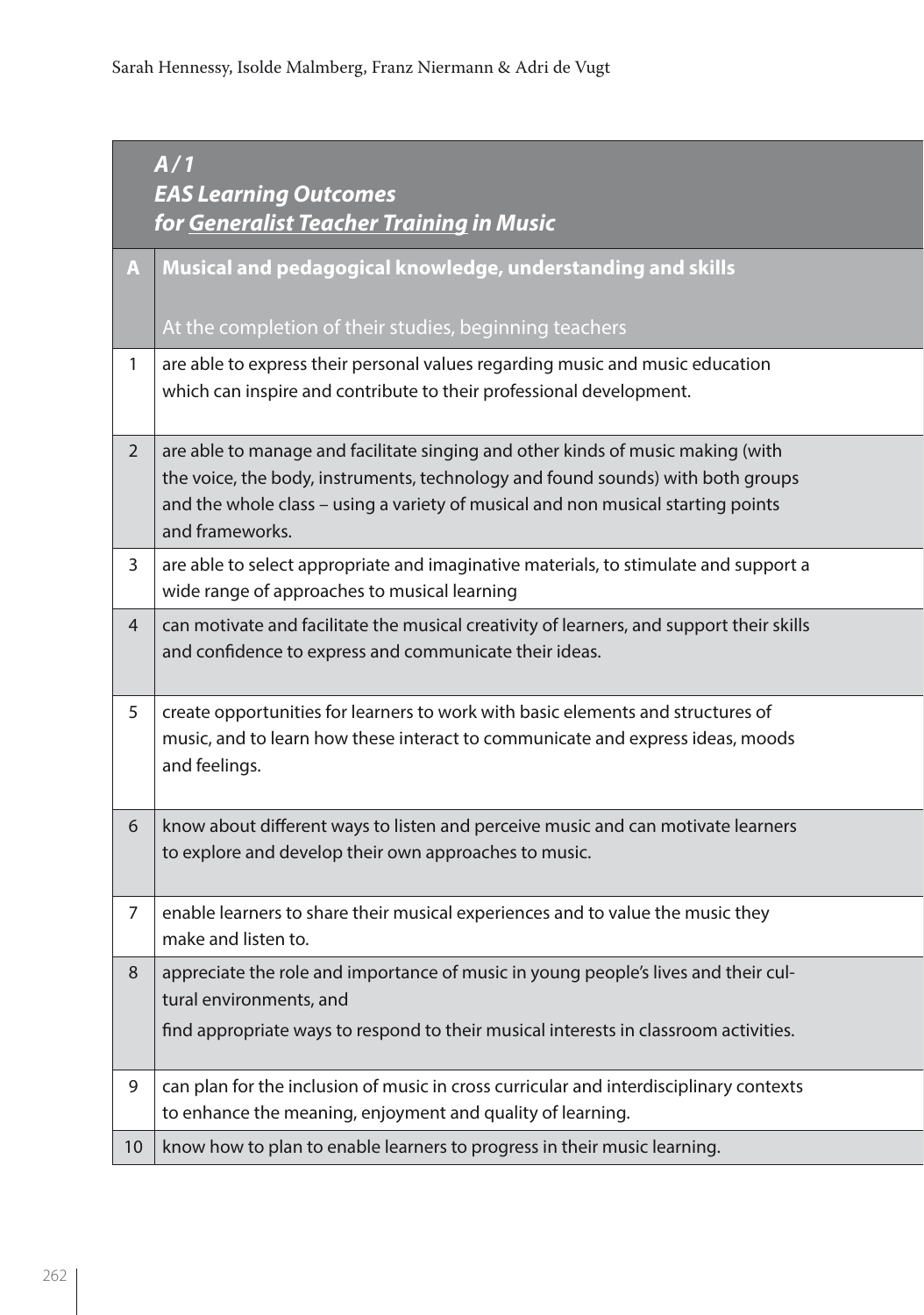| | ***A / 1*** ***EAS Learning Outcomes*** ***for <u>Generalist Teacher Training</u> in Music*** |
|---|---|
| **A** | **Musical and pedagogical knowledge, understanding and skills** At the completion of their studies, beginning teachers |
| 1 | are able to express their personal values regarding music and music education which can inspire and contribute to their professional development. |
| 2 | are able to manage and facilitate singing and other kinds of music making (with the voice, the body, instruments, technology and found sounds) with both groups and the whole class – using a variety of musical and non musical starting points and frameworks. |
| 3 | are able to select appropriate and imaginative materials, to stimulate and support a wide range of approaches to musical learning |
| 4 | can motivate and facilitate the musical creativity of learners, and support their skills and confidence to express and communicate their ideas. |
| 5 | create opportunities for learners to work with basic elements and structures of music, and to learn how these interact to communicate and express ideas, moods and feelings. |
| 6 | know about different ways to listen and perceive music and can motivate learners to explore and develop their own approaches to music. |
| 7 | enable learners to share their musical experiences and to value the music they make and listen to. |
| 8 | appreciate the role and importance of music in young people's lives and their cultural environments, and find appropriate ways to respond to their musical interests in classroom activities. |
| 9 | can plan for the inclusion of music in cross curricular and interdisciplinary contexts to enhance the meaning, enjoyment and quality of learning. |
| 10 | know how to plan to enable learners to progress in their music learning. |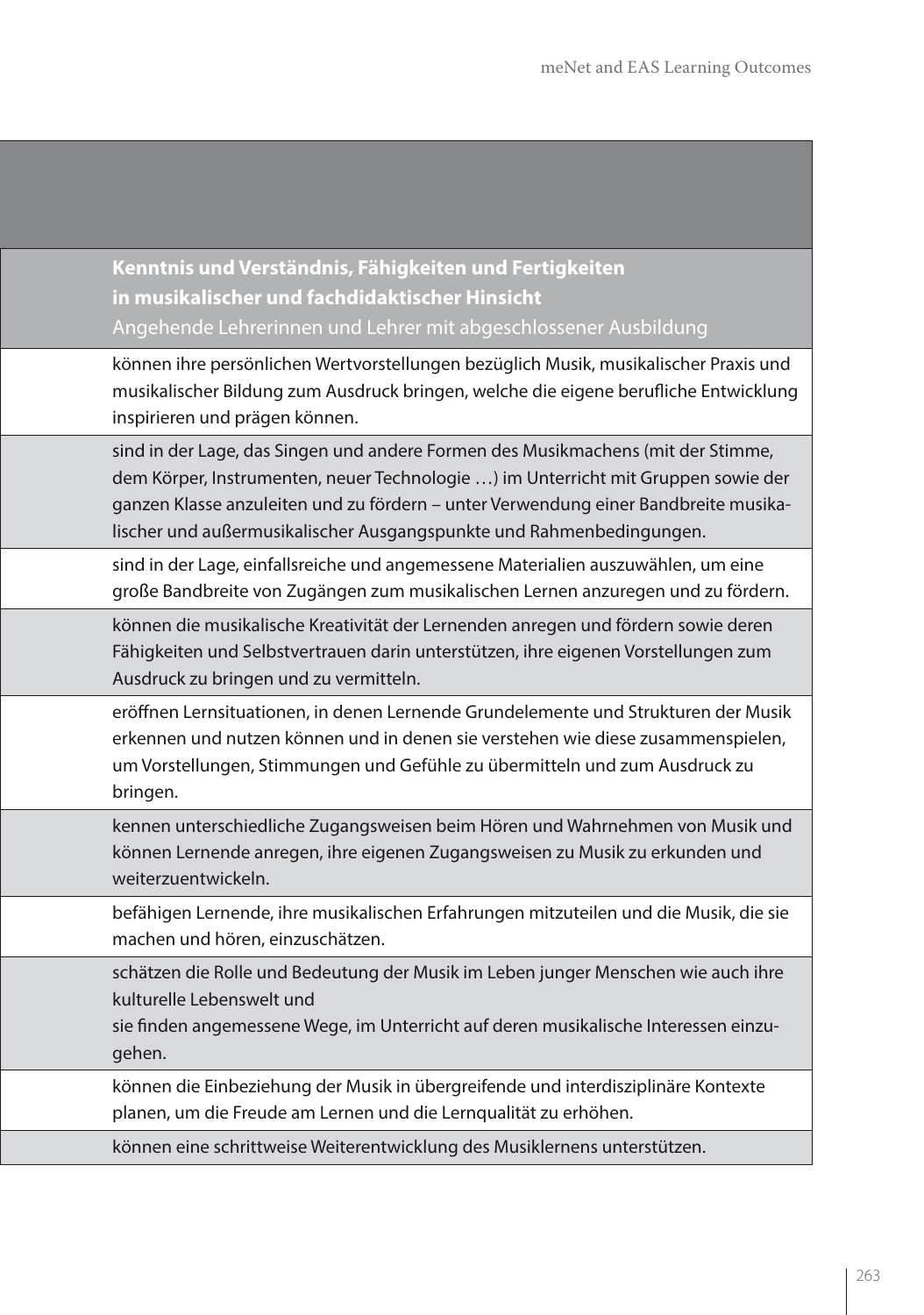| Kenntnis und Verständnis, Fähigkeiten und Fertigkeiten in musikalischer und fachdidaktischer Hinsicht<br>Angehende Lehrerinnen und Lehrer mit abgeschlossener Ausbildung |
|---|
| können ihre persönlichen Wertvorstellungen bezüglich Musik, musikalischer Praxis und musikalischer Bildung zum Ausdruck bringen, welche die eigene berufliche Entwicklung inspirieren und prägen können. |
| sind in der Lage, das Singen und andere Formen des Musikmachens (mit der Stimme, dem Körper, Instrumenten, neuer Technologie …) im Unterricht mit Gruppen sowie der ganzen Klasse anzuleiten und zu fördern – unter Verwendung einer Bandbreite musikalischer und außermusikalischer Ausgangspunkte und Rahmenbedingungen. |
| sind in der Lage, einfallsreiche und angemessene Materialien auszuwählen, um eine große Bandbreite von Zugängen zum musikalischen Lernen anzuregen und zu fördern. |
| können die musikalische Kreativität der Lernenden anregen und fördern sowie deren Fähigkeiten und Selbstvertrauen darin unterstützen, ihre eigenen Vorstellungen zum Ausdruck zu bringen und zu vermitteln. |
| eröffnen Lernsituationen, in denen Lernende Grundelemente und Strukturen der Musik erkennen und nutzen können und in denen sie verstehen wie diese zusammenspielen, um Vorstellungen, Stimmungen und Gefühle zu übermitteln und zum Ausdruck zu bringen. |
| kennen unterschiedliche Zugangsweisen beim Hören und Wahrnehmen von Musik und können Lernende anregen, ihre eigenen Zugangsweisen zu Musik zu erkunden und weiterzuentwickeln. |
| befähigen Lernende, ihre musikalischen Erfahrungen mitzuteilen und die Musik, die sie machen und hören, einzuschätzen. |
| schätzen die Rolle und Bedeutung der Musik im Leben junger Menschen wie auch ihre kulturelle Lebenswelt und<br>sie finden angemessene Wege, im Unterricht auf deren musikalische Interessen einzugehen. |
| können die Einbeziehung der Musik in übergreifende und interdisziplinäre Kontexte planen, um die Freude am Lernen und die Lernqualität zu erhöhen. |
| können eine schrittweise Weiterentwicklung des Musiklernens unterstützen. |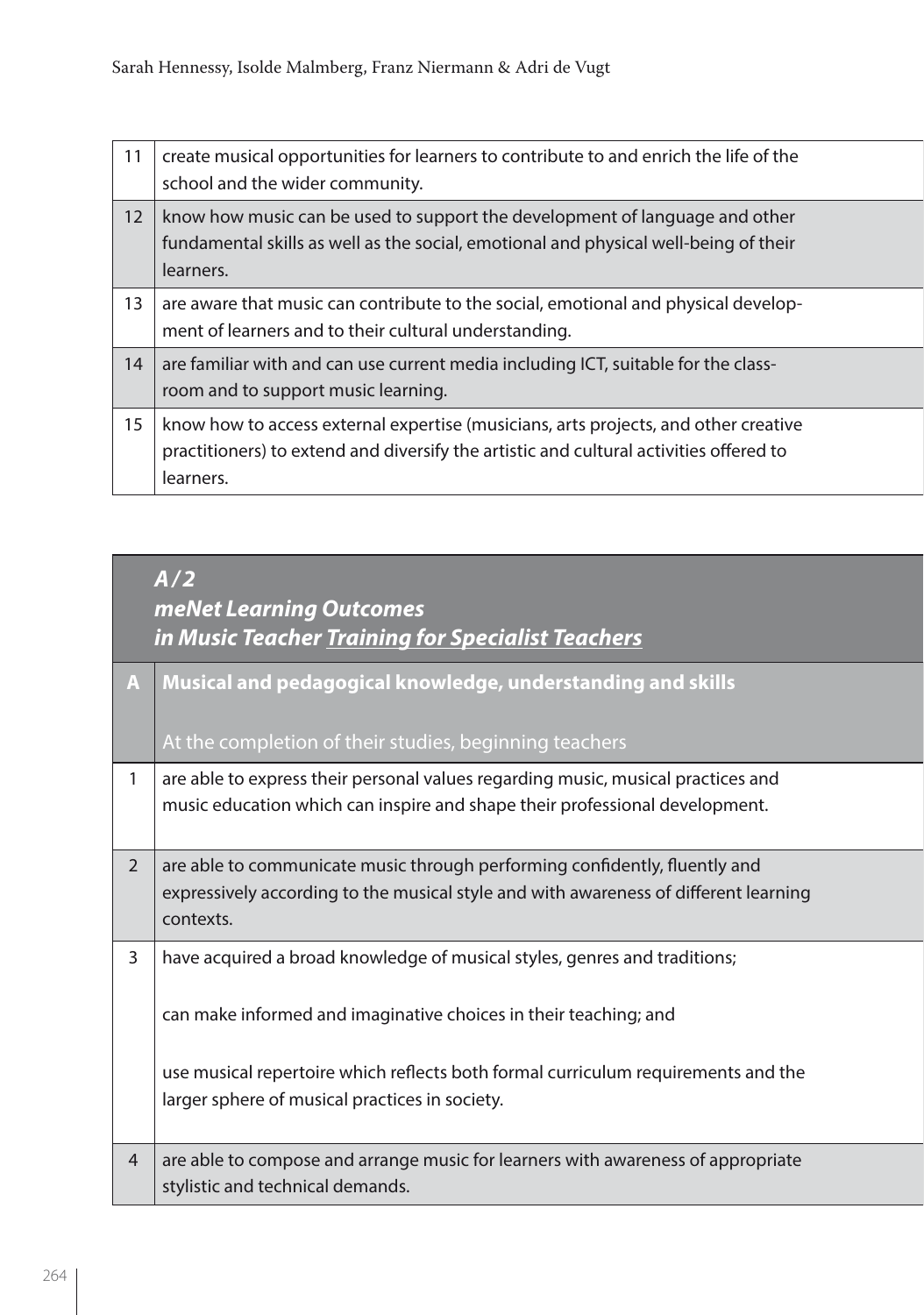| | |
|---|---|
| 11 | create musical opportunities for learners to contribute to and enrich the life of the school and the wider community. |
| 12 | know how music can be used to support the development of language and other fundamental skills as well as the social, emotional and physical well-being of their learners. |
| 13 | are aware that music can contribute to the social, emotional and physical development of learners and to their cultural understanding. |
| 14 | are familiar with and can use current media including ICT, suitable for the classroom and to support music learning. |
| 15 | know how to access external expertise (musicians, arts projects, and other creative practitioners) to extend and diversify the artistic and cultural activities offered to learners. |

| | ***A / 2 meNet Learning Outcomes in Music Teacher Training for Specialist Teachers*** |
|---|---|
| **A** | **Musical and pedagogical knowledge, understanding and skills**<br><br>At the completion of their studies, beginning teachers |
| 1 | are able to express their personal values regarding music, musical practices and music education which can inspire and shape their professional development. |
| 2 | are able to communicate music through performing confidently, fluently and expressively according to the musical style and with awareness of different learning contexts. |
| 3 | have acquired a broad knowledge of musical styles, genres and traditions;<br><br>can make informed and imaginative choices in their teaching; and<br><br>use musical repertoire which reflects both formal curriculum requirements and the larger sphere of musical practices in society. |
| 4 | are able to compose and arrange music for learners with awareness of appropriate stylistic and technical demands. |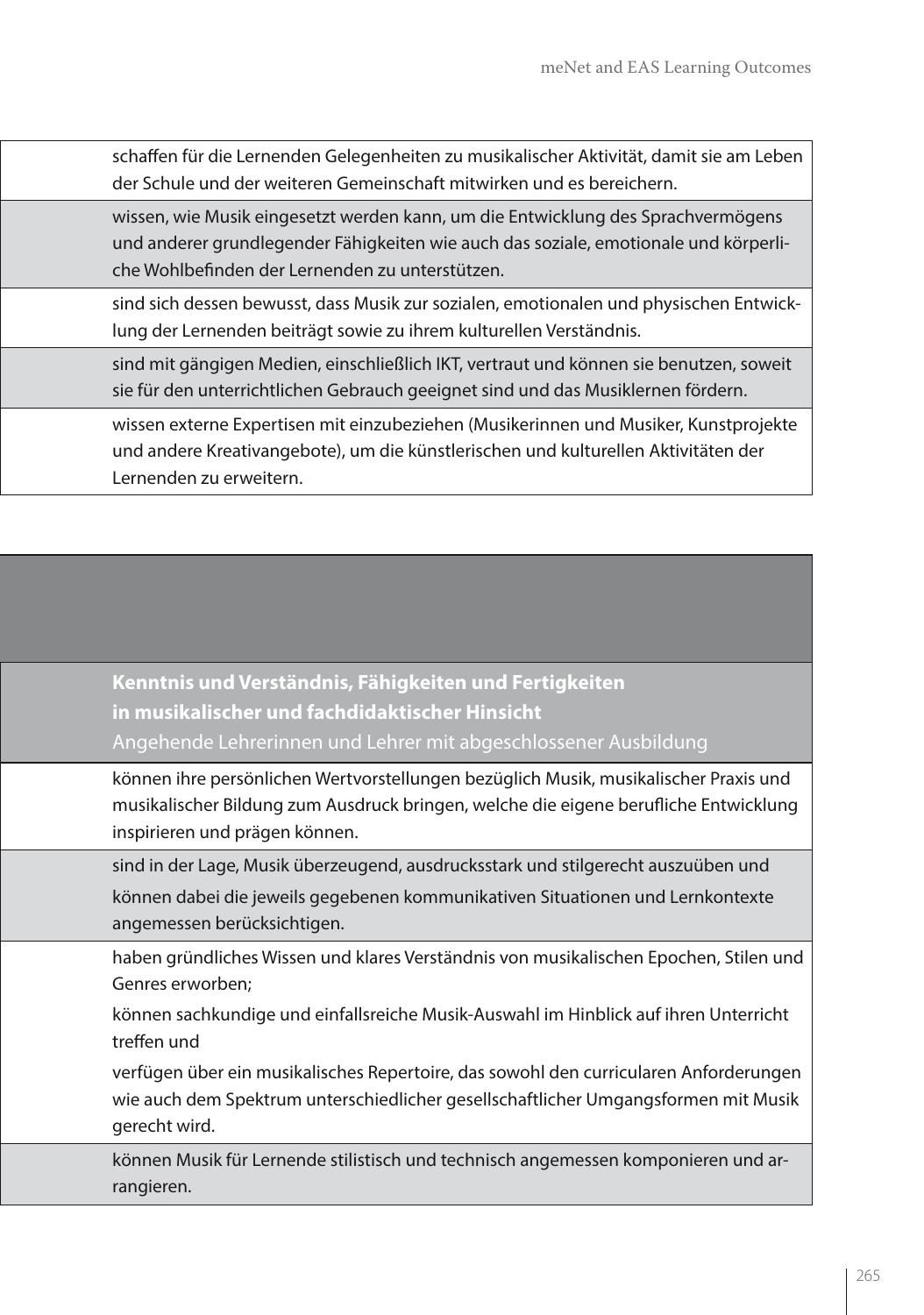| |
|---|
| schaffen für die Lernenden Gelegenheiten zu musikalischer Aktivität, damit sie am Leben der Schule und der weiteren Gemeinschaft mitwirken und es bereichern. |
| wissen, wie Musik eingesetzt werden kann, um die Entwicklung des Sprachvermögens und anderer grundlegender Fähigkeiten wie auch das soziale, emotionale und körperliche Wohlbefinden der Lernenden zu unterstützen. |
| sind sich dessen bewusst, dass Musik zur sozialen, emotionalen und physischen Entwicklung der Lernenden beiträgt sowie zu ihrem kulturellen Verständnis. |
| sind mit gängigen Medien, einschließlich IKT, vertraut und können sie benutzen, soweit sie für den unterrichtlichen Gebrauch geeignet sind und das Musiklernen fördern. |
| wissen externe Expertisen mit einzubeziehen (Musikerinnen und Musiker, Kunstprojekte und andere Kreativangebote), um die künstlerischen und kulturellen Aktivitäten der Lernenden zu erweitern. |

| **Kenntnis und Verständnis, Fähigkeiten und Fertigkeiten in musikalischer und fachdidaktischer Hinsicht**<br>Angehende Lehrerinnen und Lehrer mit abgeschlossener Ausbildung |
|---|
| können ihre persönlichen Wertvorstellungen bezüglich Musik, musikalischer Praxis und musikalischer Bildung zum Ausdruck bringen, welche die eigene berufliche Entwicklung inspirieren und prägen können. |
| sind in der Lage, Musik überzeugend, ausdrucksstark und stilgerecht auszuüben und können dabei die jeweils gegebenen kommunikativen Situationen und Lernkontexte angemessen berücksichtigen. |
| haben gründliches Wissen und klares Verständnis von musikalischen Epochen, Stilen und Genres erworben;<br>können sachkundige und einfallsreiche Musik-Auswahl im Hinblick auf ihren Unterricht treffen und<br>verfügen über ein musikalisches Repertoire, das sowohl den curricularen Anforderungen wie auch dem Spektrum unterschiedlicher gesellschaftlicher Umgangsformen mit Musik gerecht wird. |
| können Musik für Lernende stilistisch und technisch angemessen komponieren und arrangieren. |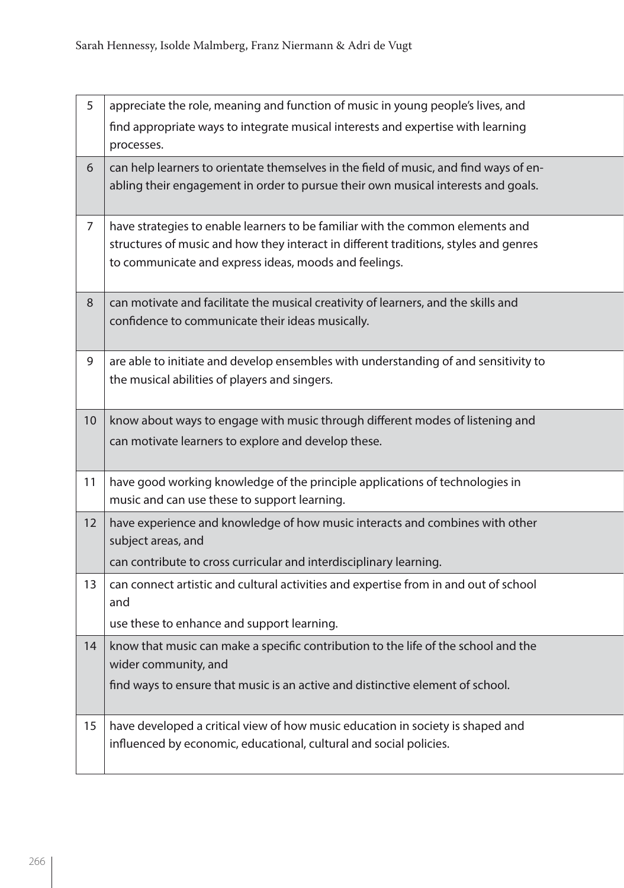| | |
|---|---|
| 5 | appreciate the role, meaning and function of music in young people's lives, and find appropriate ways to integrate musical interests and expertise with learning processes. |
| 6 | can help learners to orientate themselves in the field of music, and find ways of enabling their engagement in order to pursue their own musical interests and goals. |
| 7 | have strategies to enable learners to be familiar with the common elements and structures of music and how they interact in different traditions, styles and genres to communicate and express ideas, moods and feelings. |
| 8 | can motivate and facilitate the musical creativity of learners, and the skills and confidence to communicate their ideas musically. |
| 9 | are able to initiate and develop ensembles with understanding of and sensitivity to the musical abilities of players and singers. |
| 10 | know about ways to engage with music through different modes of listening and can motivate learners to explore and develop these. |
| 11 | have good working knowledge of the principle applications of technologies in music and can use these to support learning. |
| 12 | have experience and knowledge of how music interacts and combines with other subject areas, and can contribute to cross curricular and interdisciplinary learning. |
| 13 | can connect artistic and cultural activities and expertise from in and out of school and use these to enhance and support learning. |
| 14 | know that music can make a specific contribution to the life of the school and the wider community, and find ways to ensure that music is an active and distinctive element of school. |
| 15 | have developed a critical view of how music education in society is shaped and influenced by economic, educational, cultural and social policies. |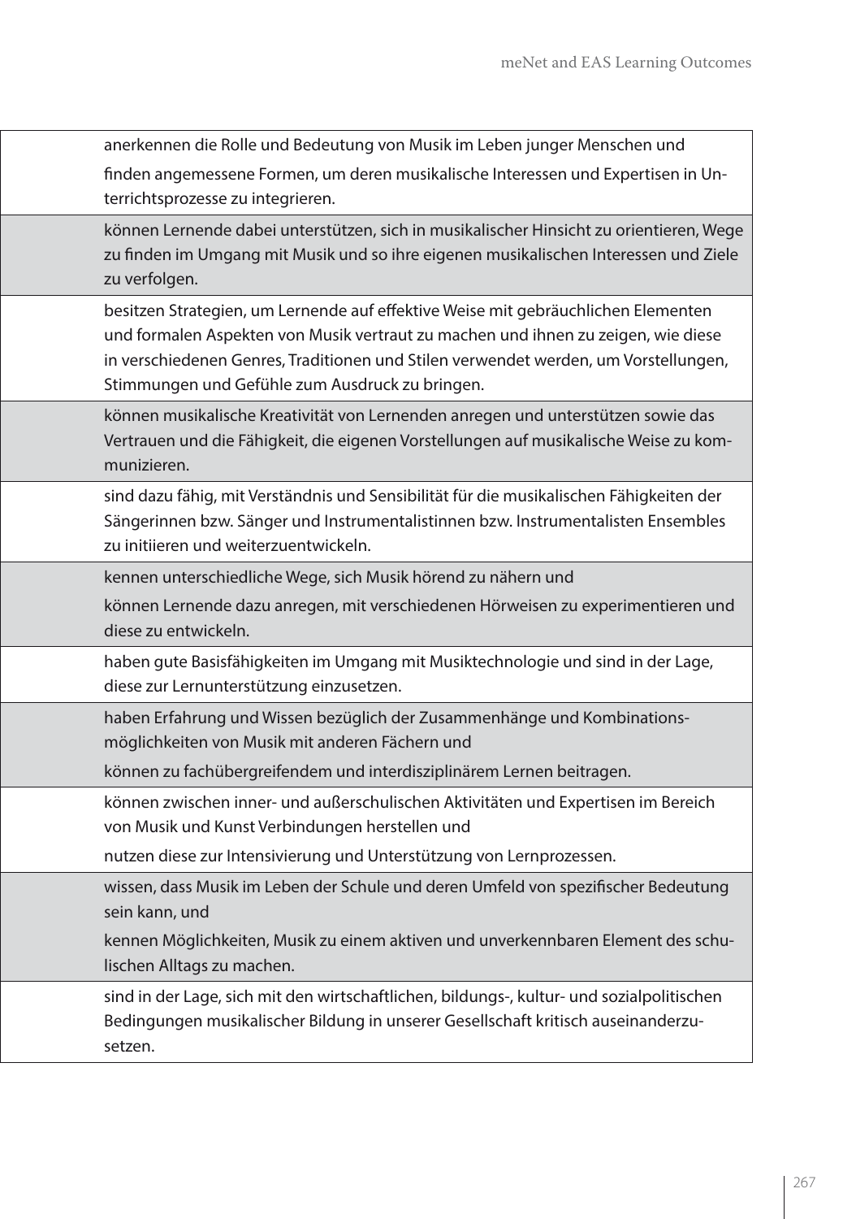| | |
|---|---|
| | anerkennen die Rolle und Bedeutung von Musik im Leben junger Menschen und<br>finden angemessene Formen, um deren musikalische Interessen und Expertisen in Unterrichtsprozesse zu integrieren. |
| | können Lernende dabei unterstützen, sich in musikalischer Hinsicht zu orientieren, Wege zu finden im Umgang mit Musik und so ihre eigenen musikalischen Interessen und Ziele zu verfolgen. |
| | besitzen Strategien, um Lernende auf effektive Weise mit gebräuchlichen Elementen und formalen Aspekten von Musik vertraut zu machen und ihnen zu zeigen, wie diese in verschiedenen Genres, Traditionen und Stilen verwendet werden, um Vorstellungen, Stimmungen und Gefühle zum Ausdruck zu bringen. |
| | können musikalische Kreativität von Lernenden anregen und unterstützen sowie das Vertrauen und die Fähigkeit, die eigenen Vorstellungen auf musikalische Weise zu kommunizieren. |
| | sind dazu fähig, mit Verständnis und Sensibilität für die musikalischen Fähigkeiten der Sängerinnen bzw. Sänger und Instrumentalistinnen bzw. Instrumentalisten Ensembles zu initiieren und weiterzuentwickeln. |
| | kennen unterschiedliche Wege, sich Musik hörend zu nähern und<br>können Lernende dazu anregen, mit verschiedenen Hörweisen zu experimentieren und diese zu entwickeln. |
| | haben gute Basisfähigkeiten im Umgang mit Musiktechnologie und sind in der Lage, diese zur Lernunterstützung einzusetzen. |
| | haben Erfahrung und Wissen bezüglich der Zusammenhänge und Kombinationsmöglichkeiten von Musik mit anderen Fächern und<br>können zu fachübergreifendem und interdisziplinärem Lernen beitragen. |
| | können zwischen inner- und außerschulischen Aktivitäten und Expertisen im Bereich von Musik und Kunst Verbindungen herstellen und<br>nutzen diese zur Intensivierung und Unterstützung von Lernprozessen. |
| | wissen, dass Musik im Leben der Schule und deren Umfeld von spezifischer Bedeutung sein kann, und<br>kennen Möglichkeiten, Musik zu einem aktiven und unverkennbaren Element des schulischen Alltags zu machen. |
| | sind in der Lage, sich mit den wirtschaftlichen, bildungs-, kultur- und sozialpolitischen Bedingungen musikalischer Bildung in unserer Gesellschaft kritisch auseinanderzusetzen. |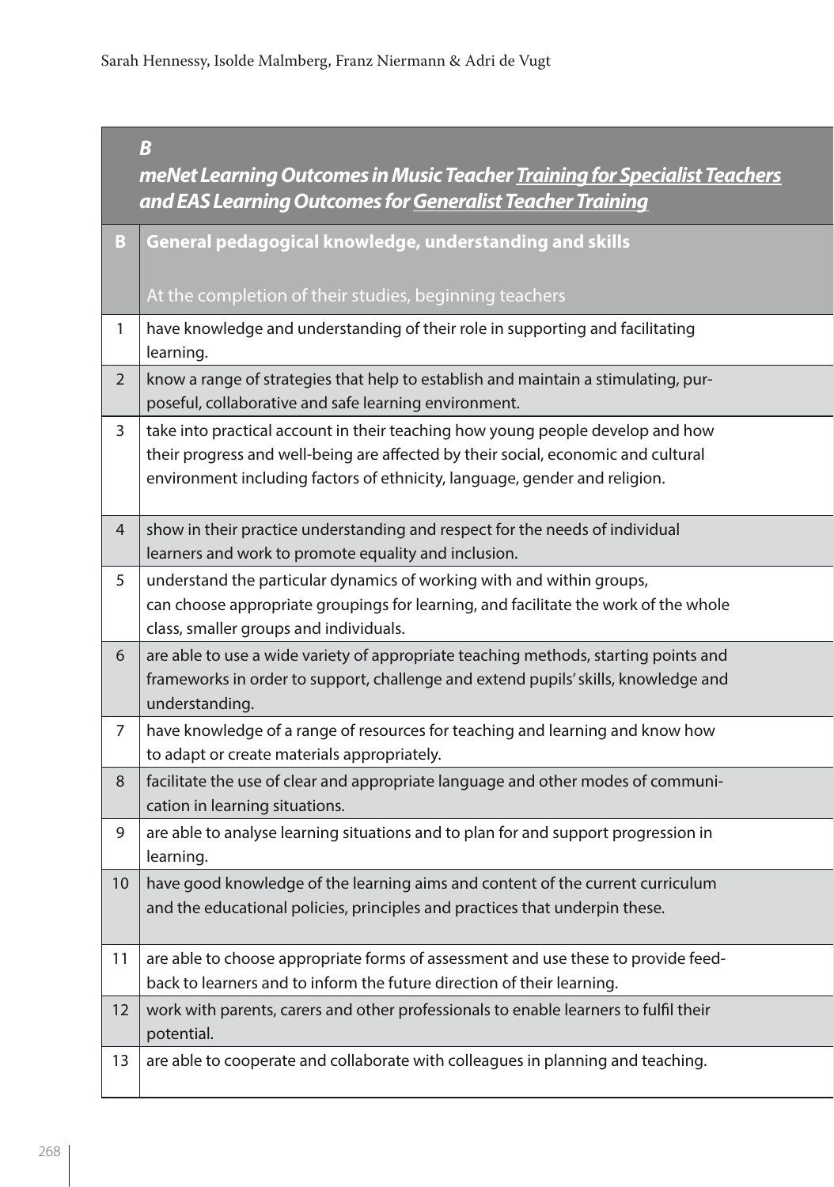| | *B* ***meNet Learning Outcomes in Music Teacher Training for Specialist Teachers and EAS Learning Outcomes for Generalist Teacher Training*** |
|---|---|
| **B** | **General pedagogical knowledge, understanding and skills** At the completion of their studies, beginning teachers |
| 1 | have knowledge and understanding of their role in supporting and facilitating learning. |
| 2 | know a range of strategies that help to establish and maintain a stimulating, purposeful, collaborative and safe learning environment. |
| 3 | take into practical account in their teaching how young people develop and how their progress and well-being are affected by their social, economic and cultural environment including factors of ethnicity, language, gender and religion. |
| 4 | show in their practice understanding and respect for the needs of individual learners and work to promote equality and inclusion. |
| 5 | understand the particular dynamics of working with and within groups, can choose appropriate groupings for learning, and facilitate the work of the whole class, smaller groups and individuals. |
| 6 | are able to use a wide variety of appropriate teaching methods, starting points and frameworks in order to support, challenge and extend pupils' skills, knowledge and understanding. |
| 7 | have knowledge of a range of resources for teaching and learning and know how to adapt or create materials appropriately. |
| 8 | facilitate the use of clear and appropriate language and other modes of communication in learning situations. |
| 9 | are able to analyse learning situations and to plan for and support progression in learning. |
| 10 | have good knowledge of the learning aims and content of the current curriculum and the educational policies, principles and practices that underpin these. |
| 11 | are able to choose appropriate forms of assessment and use these to provide feedback to learners and to inform the future direction of their learning. |
| 12 | work with parents, carers and other professionals to enable learners to fulfil their potential. |
| 13 | are able to cooperate and collaborate with colleagues in planning and teaching. |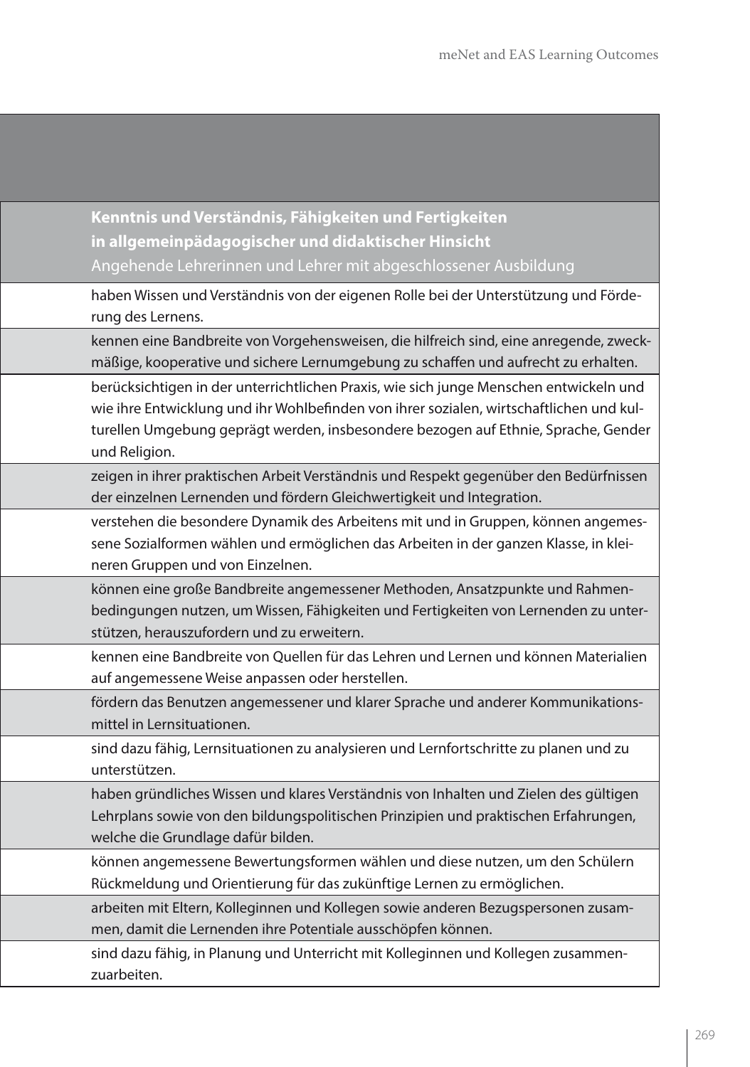| | Kenntnis und Verständnis, Fähigkeiten und Fertigkeiten in allgemeinpädagogischer und didaktischer Hinsicht<br>Angehende Lehrerinnen und Lehrer mit abgeschlossener Ausbildung |
|---|---|
| | haben Wissen und Verständnis von der eigenen Rolle bei der Unterstützung und Förderung des Lernens. |
| | kennen eine Bandbreite von Vorgehensweisen, die hilfreich sind, eine anregende, zweckmäßige, kooperative und sichere Lernumgebung zu schaffen und aufrecht zu erhalten. |
| | berücksichtigen in der unterrichtlichen Praxis, wie sich junge Menschen entwickeln und wie ihre Entwicklung und ihr Wohlbefinden von ihrer sozialen, wirtschaftlichen und kulturellen Umgebung geprägt werden, insbesondere bezogen auf Ethnie, Sprache, Gender und Religion. |
| | zeigen in ihrer praktischen Arbeit Verständnis und Respekt gegenüber den Bedürfnissen der einzelnen Lernenden und fördern Gleichwertigkeit und Integration. |
| | verstehen die besondere Dynamik des Arbeitens mit und in Gruppen, können angemessene Sozialformen wählen und ermöglichen das Arbeiten in der ganzen Klasse, in kleineren Gruppen und von Einzelnen. |
| | können eine große Bandbreite angemessener Methoden, Ansatzpunkte und Rahmenbedingungen nutzen, um Wissen, Fähigkeiten und Fertigkeiten von Lernenden zu unterstützen, herauszufordern und zu erweitern. |
| | kennen eine Bandbreite von Quellen für das Lehren und Lernen und können Materialien auf angemessene Weise anpassen oder herstellen. |
| | fördern das Benutzen angemessener und klarer Sprache und anderer Kommunikationsmittel in Lernsituationen. |
| | sind dazu fähig, Lernsituationen zu analysieren und Lernfortschritte zu planen und zu unterstützen. |
| | haben gründliches Wissen und klares Verständnis von Inhalten und Zielen des gültigen Lehrplans sowie von den bildungspolitischen Prinzipien und praktischen Erfahrungen, welche die Grundlage dafür bilden. |
| | können angemessene Bewertungsformen wählen und diese nutzen, um den Schülern Rückmeldung und Orientierung für das zukünftige Lernen zu ermöglichen. |
| | arbeiten mit Eltern, Kolleginnen und Kollegen sowie anderen Bezugspersonen zusammen, damit die Lernenden ihre Potentiale ausschöpfen können. |
| | sind dazu fähig, in Planung und Unterricht mit Kolleginnen und Kollegen zusammenzuarbeiten. |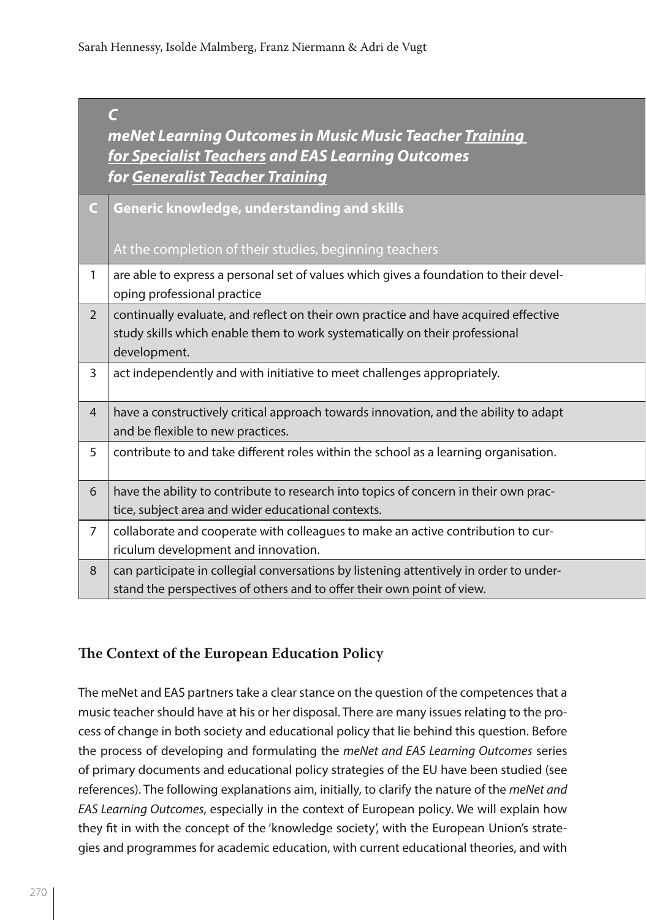| | ***C*** ***meNet Learning Outcomes in Music Music Teacher <u>Training for Specialist Teachers</u> and EAS Learning Outcomes for <u>Generalist Teacher Training</u>*** |
|---|---|
| **C** | **Generic knowledge, understanding and skills** At the completion of their studies, beginning teachers |
| 1 | are able to express a personal set of values which gives a foundation to their developing professional practice |
| 2 | continually evaluate, and reflect on their own practice and have acquired effective study skills which enable them to work systematically on their professional development. |
| 3 | act independently and with initiative to meet challenges appropriately. |
| 4 | have a constructively critical approach towards innovation, and the ability to adapt and be flexible to new practices. |
| 5 | contribute to and take different roles within the school as a learning organisation. |
| 6 | have the ability to contribute to research into topics of concern in their own practice, subject area and wider educational contexts. |
| 7 | collaborate and cooperate with colleagues to make an active contribution to curriculum development and innovation. |
| 8 | can participate in collegial conversations by listening attentively in order to understand the perspectives of others and to offer their own point of view. |

## The Context of the European Education Policy

The meNet and EAS partners take a clear stance on the question of the competences that a music teacher should have at his or her disposal. There are many issues relating to the process of change in both society and educational policy that lie behind this question. Before the process of developing and formulating the *meNet and EAS Learning Outcomes* series of primary documents and educational policy strategies of the EU have been studied (see references). The following explanations aim, initially, to clarify the nature of the *meNet and EAS Learning Outcomes*, especially in the context of European policy. We will explain how they fit in with the concept of the 'knowledge society', with the European Union's strategies and programmes for academic education, with current educational theories, and with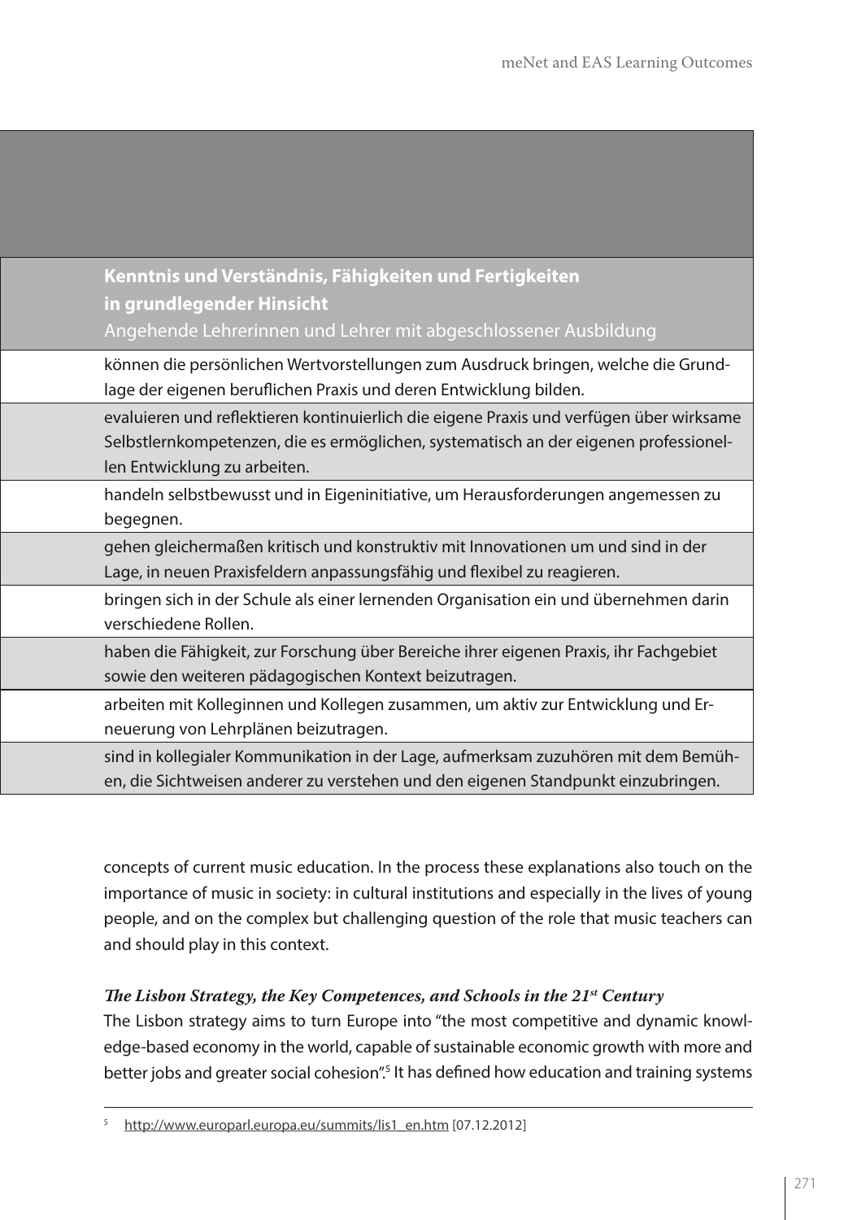| Kenntnis und Verständnis, Fähigkeiten und Fertigkeiten in grundlegender Hinsicht Angehende Lehrerinnen und Lehrer mit abgeschlossener Ausbildung |
|---|
| können die persönlichen Wertvorstellungen zum Ausdruck bringen, welche die Grundlage der eigenen beruflichen Praxis und deren Entwicklung bilden. |
| evaluieren und reflektieren kontinuierlich die eigene Praxis und verfügen über wirksame Selbstlernkompetenzen, die es ermöglichen, systematisch an der eigenen professionellen Entwicklung zu arbeiten. |
| handeln selbstbewusst und in Eigeninitiative, um Herausforderungen angemessen zu begegnen. |
| gehen gleichermaßen kritisch und konstruktiv mit Innovationen um und sind in der Lage, in neuen Praxisfeldern anpassungsfähig und flexibel zu reagieren. |
| bringen sich in der Schule als einer lernenden Organisation ein und übernehmen darin verschiedene Rollen. |
| haben die Fähigkeit, zur Forschung über Bereiche ihrer eigenen Praxis, ihr Fachgebiet sowie den weiteren pädagogischen Kontext beizutragen. |
| arbeiten mit Kolleginnen und Kollegen zusammen, um aktiv zur Entwicklung und Erneuerung von Lehrplänen beizutragen. |
| sind in kollegialer Kommunikation in der Lage, aufmerksam zuzuhören mit dem Bemühen, die Sichtweisen anderer zu verstehen und den eigenen Standpunkt einzubringen. |

concepts of current music education. In the process these explanations also touch on the importance of music in society: in cultural institutions and especially in the lives of young people, and on the complex but challenging question of the role that music teachers can and should play in this context.

### *The Lisbon Strategy, the Key Competences, and Schools in the 21st Century*

The Lisbon strategy aims to turn Europe into "the most competitive and dynamic knowledge-based economy in the world, capable of sustainable economic growth with more and better jobs and greater social cohesion".[5] It has defined how education and training systems

[5] http://www.europarl.europa.eu/summits/lis1_en.htm [07.12.2012]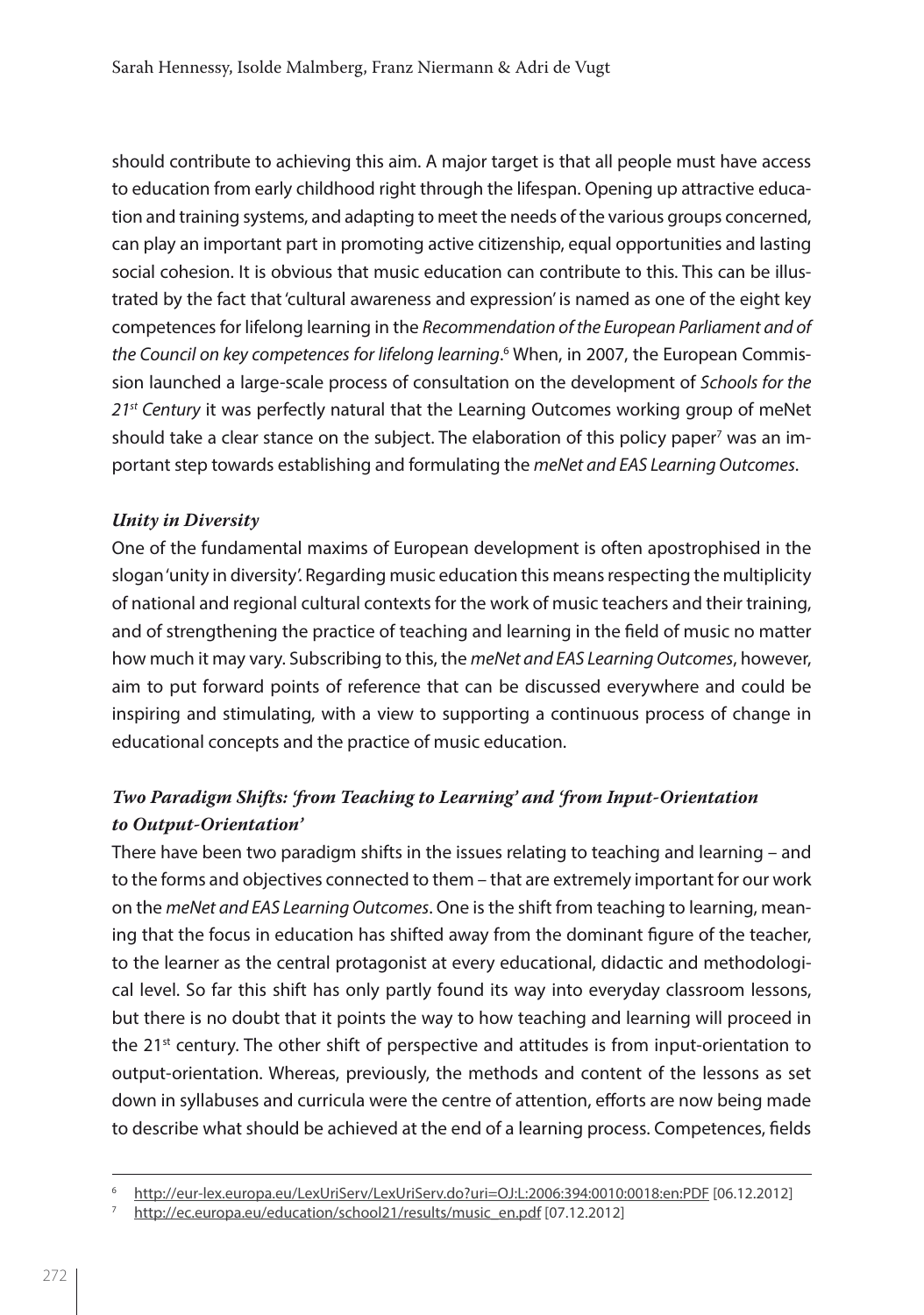should contribute to achieving this aim. A major target is that all people must have access to education from early childhood right through the lifespan. Opening up attractive education and training systems, and adapting to meet the needs of the various groups concerned, can play an important part in promoting active citizenship, equal opportunities and lasting social cohesion. It is obvious that music education can contribute to this. This can be illustrated by the fact that 'cultural awareness and expression' is named as one of the eight key competences for lifelong learning in the *Recommendation of the European Parliament and of the Council on key competences for lifelong learning*.[6] When, in 2007, the European Commission launched a large-scale process of consultation on the development of *Schools for the 21st Century* it was perfectly natural that the Learning Outcomes working group of meNet should take a clear stance on the subject. The elaboration of this policy paper[7] was an important step towards establishing and formulating the *meNet and EAS Learning Outcomes*.

### *Unity in Diversity*

One of the fundamental maxims of European development is often apostrophised in the slogan 'unity in diversity'. Regarding music education this means respecting the multiplicity of national and regional cultural contexts for the work of music teachers and their training, and of strengthening the practice of teaching and learning in the field of music no matter how much it may vary. Subscribing to this, the *meNet and EAS Learning Outcomes*, however, aim to put forward points of reference that can be discussed everywhere and could be inspiring and stimulating, with a view to supporting a continuous process of change in educational concepts and the practice of music education.

### *Two Paradigm Shifts: 'from Teaching to Learning' and 'from Input-Orientation to Output-Orientation'*

There have been two paradigm shifts in the issues relating to teaching and learning – and to the forms and objectives connected to them – that are extremely important for our work on the *meNet and EAS Learning Outcomes*. One is the shift from teaching to learning, meaning that the focus in education has shifted away from the dominant figure of the teacher, to the learner as the central protagonist at every educational, didactic and methodological level. So far this shift has only partly found its way into everyday classroom lessons, but there is no doubt that it points the way to how teaching and learning will proceed in the 21st century. The other shift of perspective and attitudes is from input-orientation to output-orientation. Whereas, previously, the methods and content of the lessons as set down in syllabuses and curricula were the centre of attention, efforts are now being made to describe what should be achieved at the end of a learning process. Competences, fields

---

[6] http://eur-lex.europa.eu/LexUriServ/LexUriServ.do?uri=OJ:L:2006:394:0010:0018:en:PDF [06.12.2012]

[7] http://ec.europa.eu/education/school21/results/music_en.pdf [07.12.2012]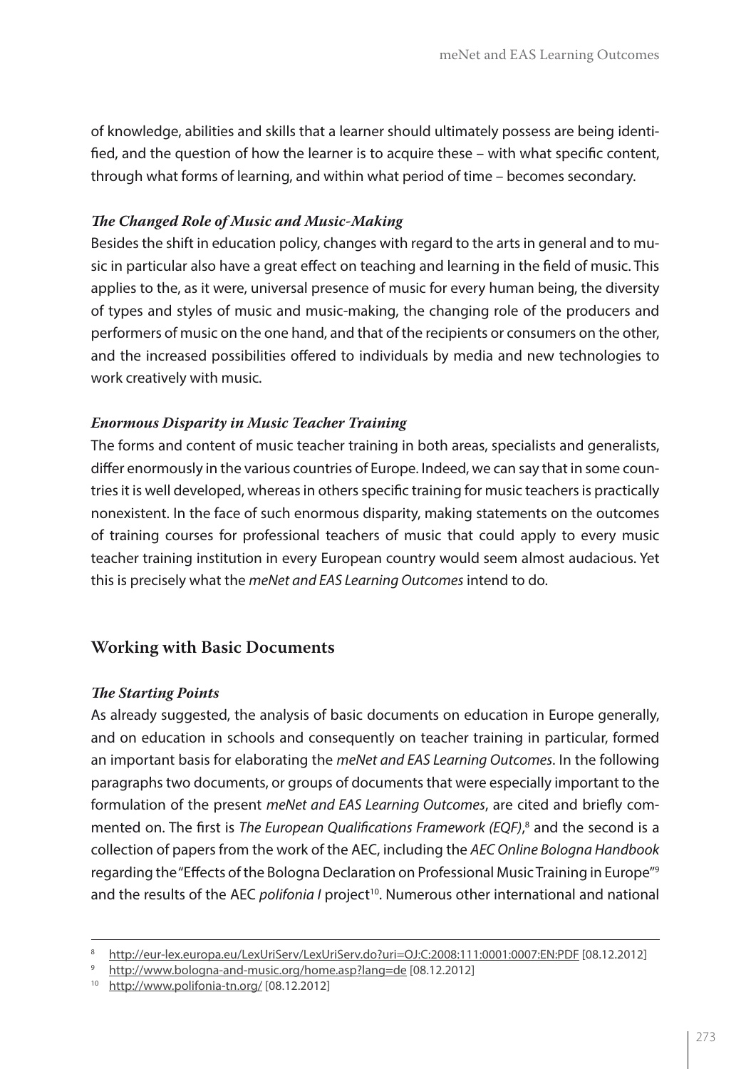of knowledge, abilities and skills that a learner should ultimately possess are being identified, and the question of how the learner is to acquire these – with what specific content, through what forms of learning, and within what period of time – becomes secondary.

***The Changed Role of Music and Music-Making***

Besides the shift in education policy, changes with regard to the arts in general and to music in particular also have a great effect on teaching and learning in the field of music. This applies to the, as it were, universal presence of music for every human being, the diversity of types and styles of music and music-making, the changing role of the producers and performers of music on the one hand, and that of the recipients or consumers on the other, and the increased possibilities offered to individuals by media and new technologies to work creatively with music.

***Enormous Disparity in Music Teacher Training***

The forms and content of music teacher training in both areas, specialists and generalists, differ enormously in the various countries of Europe. Indeed, we can say that in some countries it is well developed, whereas in others specific training for music teachers is practically nonexistent. In the face of such enormous disparity, making statements on the outcomes of training courses for professional teachers of music that could apply to every music teacher training institution in every European country would seem almost audacious. Yet this is precisely what the *meNet and EAS Learning Outcomes* intend to do.

## Working with Basic Documents

***The Starting Points***

As already suggested, the analysis of basic documents on education in Europe generally, and on education in schools and consequently on teacher training in particular, formed an important basis for elaborating the *meNet and EAS Learning Outcomes*. In the following paragraphs two documents, or groups of documents that were especially important to the formulation of the present *meNet and EAS Learning Outcomes*, are cited and briefly commented on. The first is *The European Qualifications Framework (EQF)*,[8] and the second is a collection of papers from the work of the AEC, including the *AEC Online Bologna Handbook* regarding the "Effects of the Bologna Declaration on Professional Music Training in Europe"[9] and the results of the AEC *polifonia I* project[10]. Numerous other international and national

---

[8] http://eur-lex.europa.eu/LexUriServ/LexUriServ.do?uri=OJ:C:2008:111:0001:0007:EN:PDF [08.12.2012]

[9] http://www.bologna-and-music.org/home.asp?lang=de [08.12.2012]

[10] http://www.polifonia-tn.org/ [08.12.2012]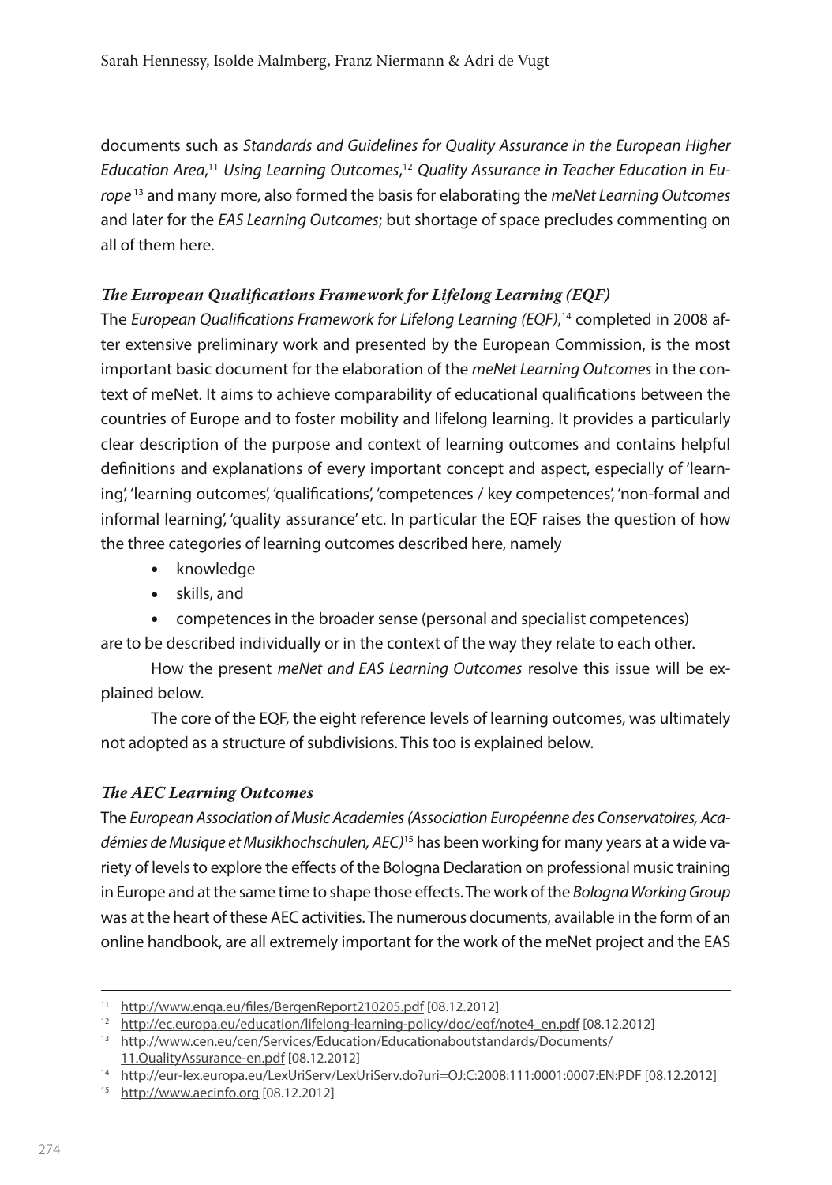documents such as *Standards and Guidelines for Quality Assurance in the European Higher Education Area*,[11] *Using Learning Outcomes*,[12] *Quality Assurance in Teacher Education in Europe*[13] and many more, also formed the basis for elaborating the *meNet Learning Outcomes* and later for the *EAS Learning Outcomes*; but shortage of space precludes commenting on all of them here.

### *The European Qualifications Framework for Lifelong Learning (EQF)*

The *European Qualifications Framework for Lifelong Learning (EQF)*,[14] completed in 2008 after extensive preliminary work and presented by the European Commission, is the most important basic document for the elaboration of the *meNet Learning Outcomes* in the context of meNet. It aims to achieve comparability of educational qualifications between the countries of Europe and to foster mobility and lifelong learning. It provides a particularly clear description of the purpose and context of learning outcomes and contains helpful definitions and explanations of every important concept and aspect, especially of 'learning', 'learning outcomes', 'qualifications', 'competences / key competences', 'non-formal and informal learning', 'quality assurance' etc. In particular the EQF raises the question of how the three categories of learning outcomes described here, namely

- knowledge
- skills, and
- competences in the broader sense (personal and specialist competences)

are to be described individually or in the context of the way they relate to each other.

How the present *meNet and EAS Learning Outcomes* resolve this issue will be explained below.

The core of the EQF, the eight reference levels of learning outcomes, was ultimately not adopted as a structure of subdivisions. This too is explained below.

### *The AEC Learning Outcomes*

The *European Association of Music Academies (Association Européenne des Conservatoires, Académies de Musique et Musikhochschulen, AEC)*[15] has been working for many years at a wide variety of levels to explore the effects of the Bologna Declaration on professional music training in Europe and at the same time to shape those effects. The work of the *Bologna Working Group* was at the heart of these AEC activities. The numerous documents, available in the form of an online handbook, are all extremely important for the work of the meNet project and the EAS

---

[11] http://www.enqa.eu/files/BergenReport210205.pdf [08.12.2012]

[12] http://ec.europa.eu/education/lifelong-learning-policy/doc/eqf/note4_en.pdf [08.12.2012]

[13] http://www.cen.eu/cen/Services/Education/Educationaboutstandards/Documents/11.QualityAssurance-en.pdf [08.12.2012]

[14] http://eur-lex.europa.eu/LexUriServ/LexUriServ.do?uri=OJ:C:2008:111:0001:0007:EN:PDF [08.12.2012]

[15] http://www.aecinfo.org [08.12.2012]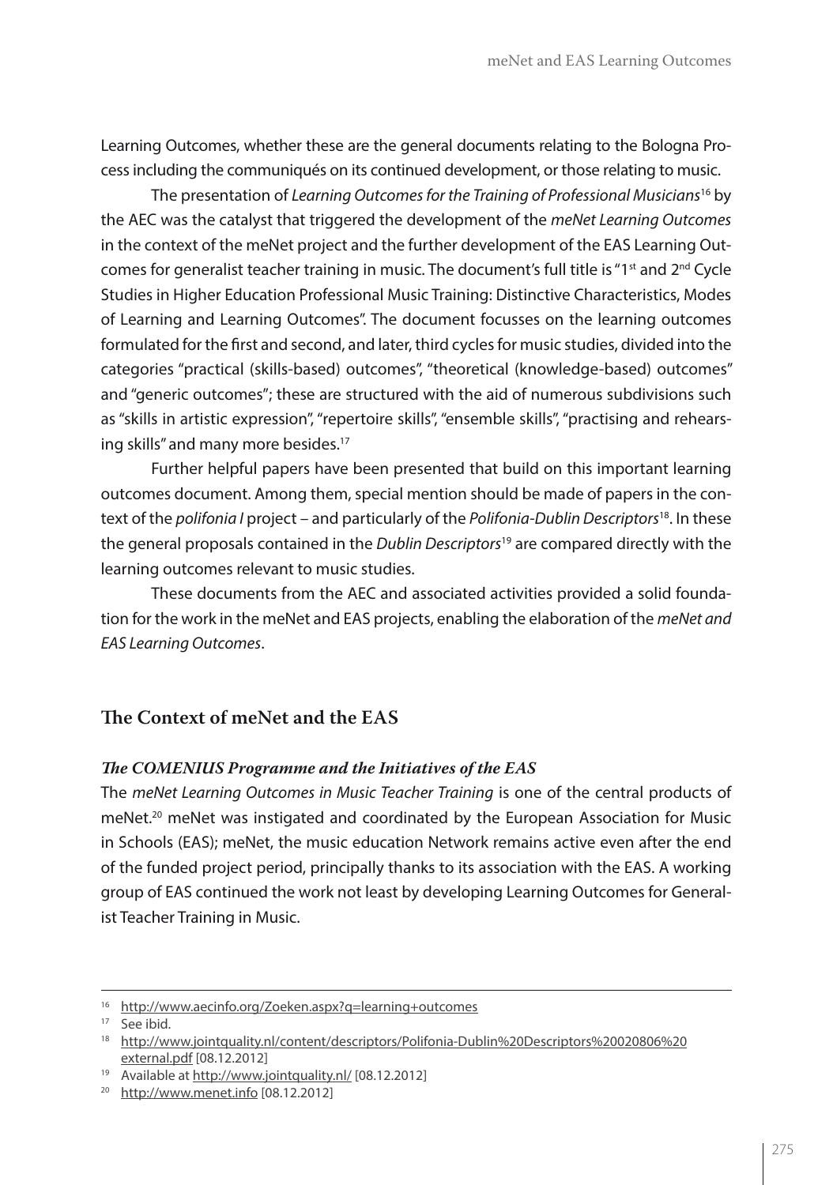Learning Outcomes, whether these are the general documents relating to the Bologna Process including the communiqués on its continued development, or those relating to music.

The presentation of *Learning Outcomes for the Training of Professional Musicians*[16] by the AEC was the catalyst that triggered the development of the *meNet Learning Outcomes* in the context of the meNet project and the further development of the EAS Learning Outcomes for generalist teacher training in music. The document's full title is "1st and 2nd Cycle Studies in Higher Education Professional Music Training: Distinctive Characteristics, Modes of Learning and Learning Outcomes". The document focusses on the learning outcomes formulated for the first and second, and later, third cycles for music studies, divided into the categories "practical (skills-based) outcomes", "theoretical (knowledge-based) outcomes" and "generic outcomes"; these are structured with the aid of numerous subdivisions such as "skills in artistic expression", "repertoire skills", "ensemble skills", "practising and rehearsing skills" and many more besides.[17]

Further helpful papers have been presented that build on this important learning outcomes document. Among them, special mention should be made of papers in the context of the *polifonia I* project – and particularly of the *Polifonia-Dublin Descriptors*[18]. In these the general proposals contained in the *Dublin Descriptors*[19] are compared directly with the learning outcomes relevant to music studies.

These documents from the AEC and associated activities provided a solid foundation for the work in the meNet and EAS projects, enabling the elaboration of the *meNet and EAS Learning Outcomes*.

## The Context of meNet and the EAS

### *The COMENIUS Programme and the Initiatives of the EAS*

The *meNet Learning Outcomes in Music Teacher Training* is one of the central products of meNet.[20] meNet was instigated and coordinated by the European Association for Music in Schools (EAS); meNet, the music education Network remains active even after the end of the funded project period, principally thanks to its association with the EAS. A working group of EAS continued the work not least by developing Learning Outcomes for Generalist Teacher Training in Music.

---

[16] http://www.aecinfo.org/Zoeken.aspx?q=learning+outcomes

[17] See ibid.

[18] http://www.jointquality.nl/content/descriptors/Polifonia-Dublin%20Descriptors%20020806%20external.pdf [08.12.2012]

[19] Available at http://www.jointquality.nl/ [08.12.2012]

[20] http://www.menet.info [08.12.2012]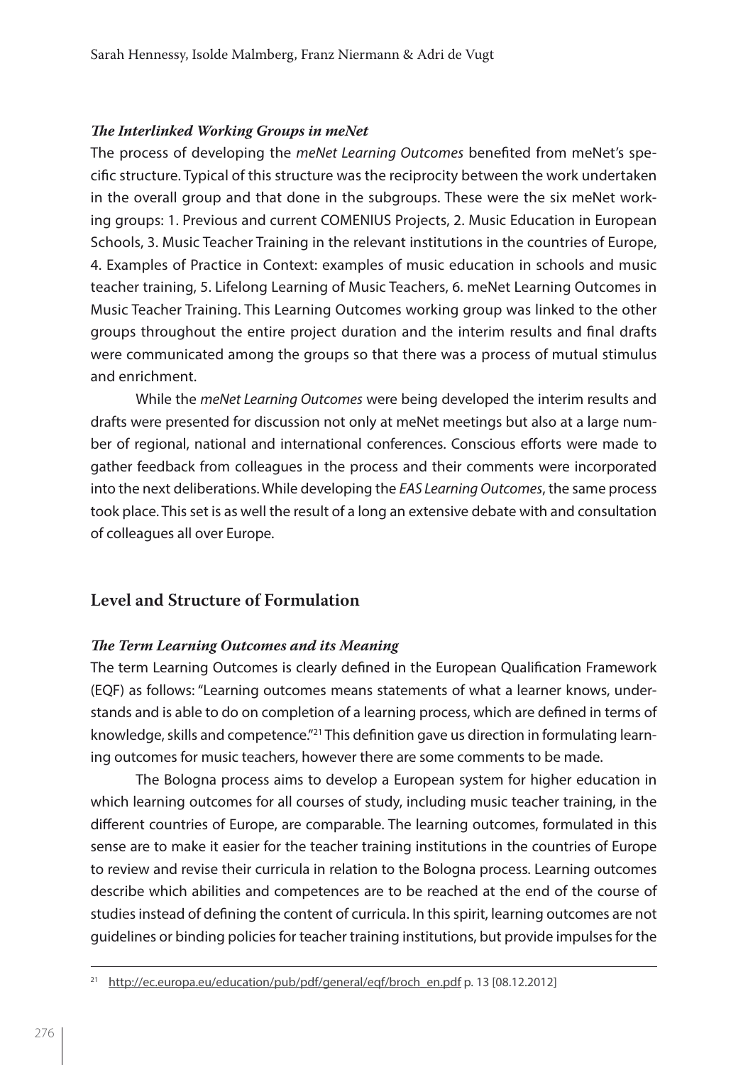### *The Interlinked Working Groups in meNet*

The process of developing the *meNet Learning Outcomes* benefited from meNet's specific structure. Typical of this structure was the reciprocity between the work undertaken in the overall group and that done in the subgroups. These were the six meNet working groups: 1. Previous and current COMENIUS Projects, 2. Music Education in European Schools, 3. Music Teacher Training in the relevant institutions in the countries of Europe, 4. Examples of Practice in Context: examples of music education in schools and music teacher training, 5. Lifelong Learning of Music Teachers, 6. meNet Learning Outcomes in Music Teacher Training. This Learning Outcomes working group was linked to the other groups throughout the entire project duration and the interim results and final drafts were communicated among the groups so that there was a process of mutual stimulus and enrichment.

While the *meNet Learning Outcomes* were being developed the interim results and drafts were presented for discussion not only at meNet meetings but also at a large number of regional, national and international conferences. Conscious efforts were made to gather feedback from colleagues in the process and their comments were incorporated into the next deliberations. While developing the *EAS Learning Outcomes*, the same process took place. This set is as well the result of a long an extensive debate with and consultation of colleagues all over Europe.

## Level and Structure of Formulation

### *The Term Learning Outcomes and its Meaning*

The term Learning Outcomes is clearly defined in the European Qualification Framework (EQF) as follows: "Learning outcomes means statements of what a learner knows, understands and is able to do on completion of a learning process, which are defined in terms of knowledge, skills and competence."[21] This definition gave us direction in formulating learning outcomes for music teachers, however there are some comments to be made.

The Bologna process aims to develop a European system for higher education in which learning outcomes for all courses of study, including music teacher training, in the different countries of Europe, are comparable. The learning outcomes, formulated in this sense are to make it easier for the teacher training institutions in the countries of Europe to review and revise their curricula in relation to the Bologna process. Learning outcomes describe which abilities and competences are to be reached at the end of the course of studies instead of defining the content of curricula. In this spirit, learning outcomes are not guidelines or binding policies for teacher training institutions, but provide impulses for the

---

[21] http://ec.europa.eu/education/pub/pdf/general/eqf/broch_en.pdf p. 13 [08.12.2012]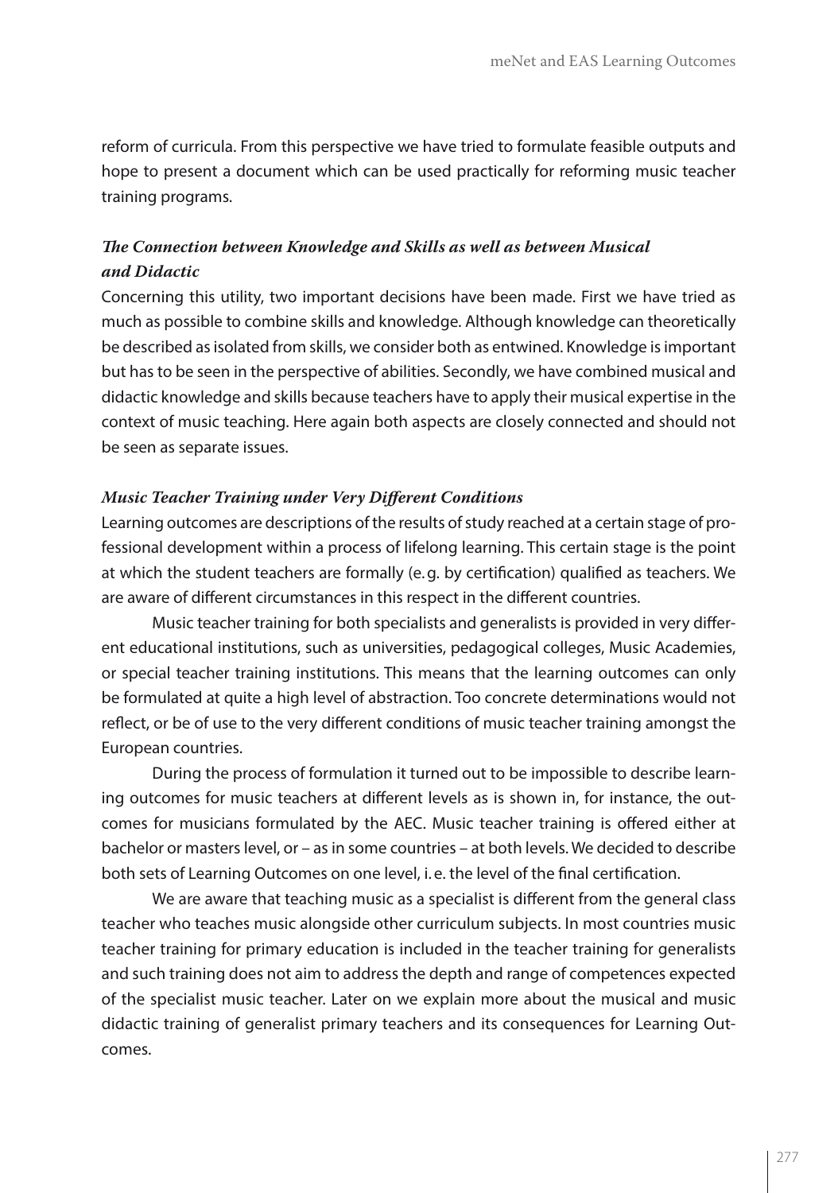reform of curricula. From this perspective we have tried to formulate feasible outputs and hope to present a document which can be used practically for reforming music teacher training programs.

### *The Connection between Knowledge and Skills as well as between Musical and Didactic*

Concerning this utility, two important decisions have been made. First we have tried as much as possible to combine skills and knowledge. Although knowledge can theoretically be described as isolated from skills, we consider both as entwined. Knowledge is important but has to be seen in the perspective of abilities. Secondly, we have combined musical and didactic knowledge and skills because teachers have to apply their musical expertise in the context of music teaching. Here again both aspects are closely connected and should not be seen as separate issues.

### *Music Teacher Training under Very Different Conditions*

Learning outcomes are descriptions of the results of study reached at a certain stage of professional development within a process of lifelong learning. This certain stage is the point at which the student teachers are formally (e.g. by certification) qualified as teachers. We are aware of different circumstances in this respect in the different countries.

Music teacher training for both specialists and generalists is provided in very different educational institutions, such as universities, pedagogical colleges, Music Academies, or special teacher training institutions. This means that the learning outcomes can only be formulated at quite a high level of abstraction. Too concrete determinations would not reflect, or be of use to the very different conditions of music teacher training amongst the European countries.

During the process of formulation it turned out to be impossible to describe learning outcomes for music teachers at different levels as is shown in, for instance, the outcomes for musicians formulated by the AEC. Music teacher training is offered either at bachelor or masters level, or – as in some countries – at both levels. We decided to describe both sets of Learning Outcomes on one level, i.e. the level of the final certification.

We are aware that teaching music as a specialist is different from the general class teacher who teaches music alongside other curriculum subjects. In most countries music teacher training for primary education is included in the teacher training for generalists and such training does not aim to address the depth and range of competences expected of the specialist music teacher. Later on we explain more about the musical and music didactic training of generalist primary teachers and its consequences for Learning Outcomes.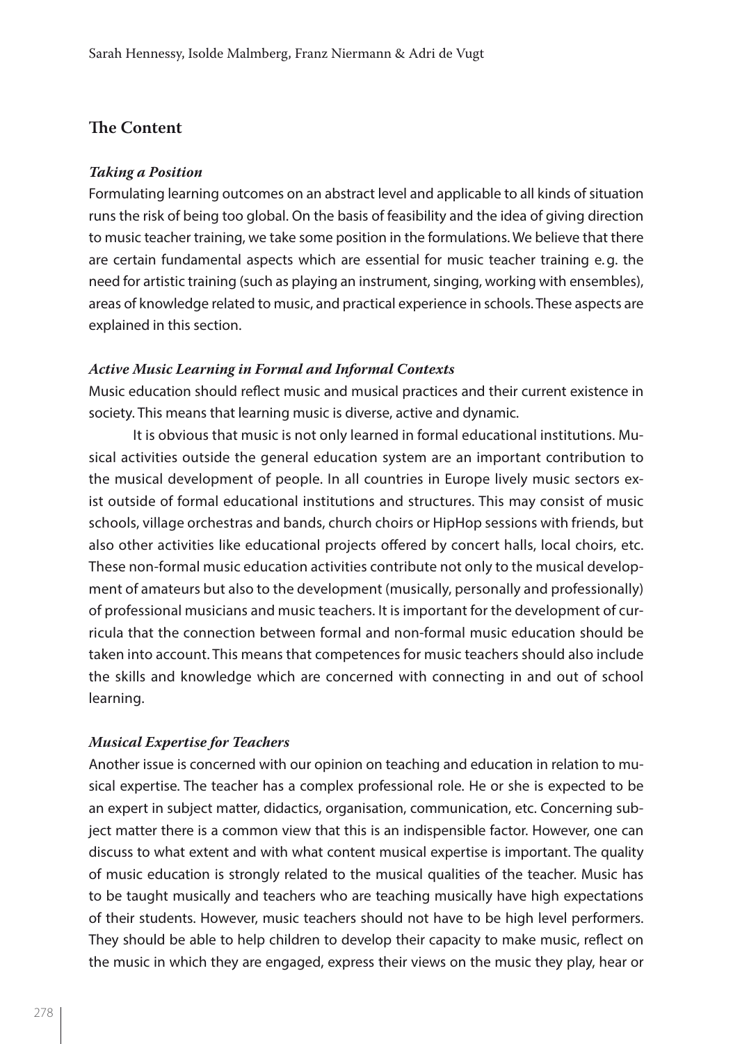## The Content

### *Taking a Position*

Formulating learning outcomes on an abstract level and applicable to all kinds of situation runs the risk of being too global. On the basis of feasibility and the idea of giving direction to music teacher training, we take some position in the formulations. We believe that there are certain fundamental aspects which are essential for music teacher training e.g. the need for artistic training (such as playing an instrument, singing, working with ensembles), areas of knowledge related to music, and practical experience in schools. These aspects are explained in this section.

### *Active Music Learning in Formal and Informal Contexts*

Music education should reflect music and musical practices and their current existence in society. This means that learning music is diverse, active and dynamic.

It is obvious that music is not only learned in formal educational institutions. Musical activities outside the general education system are an important contribution to the musical development of people. In all countries in Europe lively music sectors exist outside of formal educational institutions and structures. This may consist of music schools, village orchestras and bands, church choirs or HipHop sessions with friends, but also other activities like educational projects offered by concert halls, local choirs, etc. These non-formal music education activities contribute not only to the musical development of amateurs but also to the development (musically, personally and professionally) of professional musicians and music teachers. It is important for the development of curricula that the connection between formal and non-formal music education should be taken into account. This means that competences for music teachers should also include the skills and knowledge which are concerned with connecting in and out of school learning.

### *Musical Expertise for Teachers*

Another issue is concerned with our opinion on teaching and education in relation to musical expertise. The teacher has a complex professional role. He or she is expected to be an expert in subject matter, didactics, organisation, communication, etc. Concerning subject matter there is a common view that this is an indispensible factor. However, one can discuss to what extent and with what content musical expertise is important. The quality of music education is strongly related to the musical qualities of the teacher. Music has to be taught musically and teachers who are teaching musically have high expectations of their students. However, music teachers should not have to be high level performers. They should be able to help children to develop their capacity to make music, reflect on the music in which they are engaged, express their views on the music they play, hear or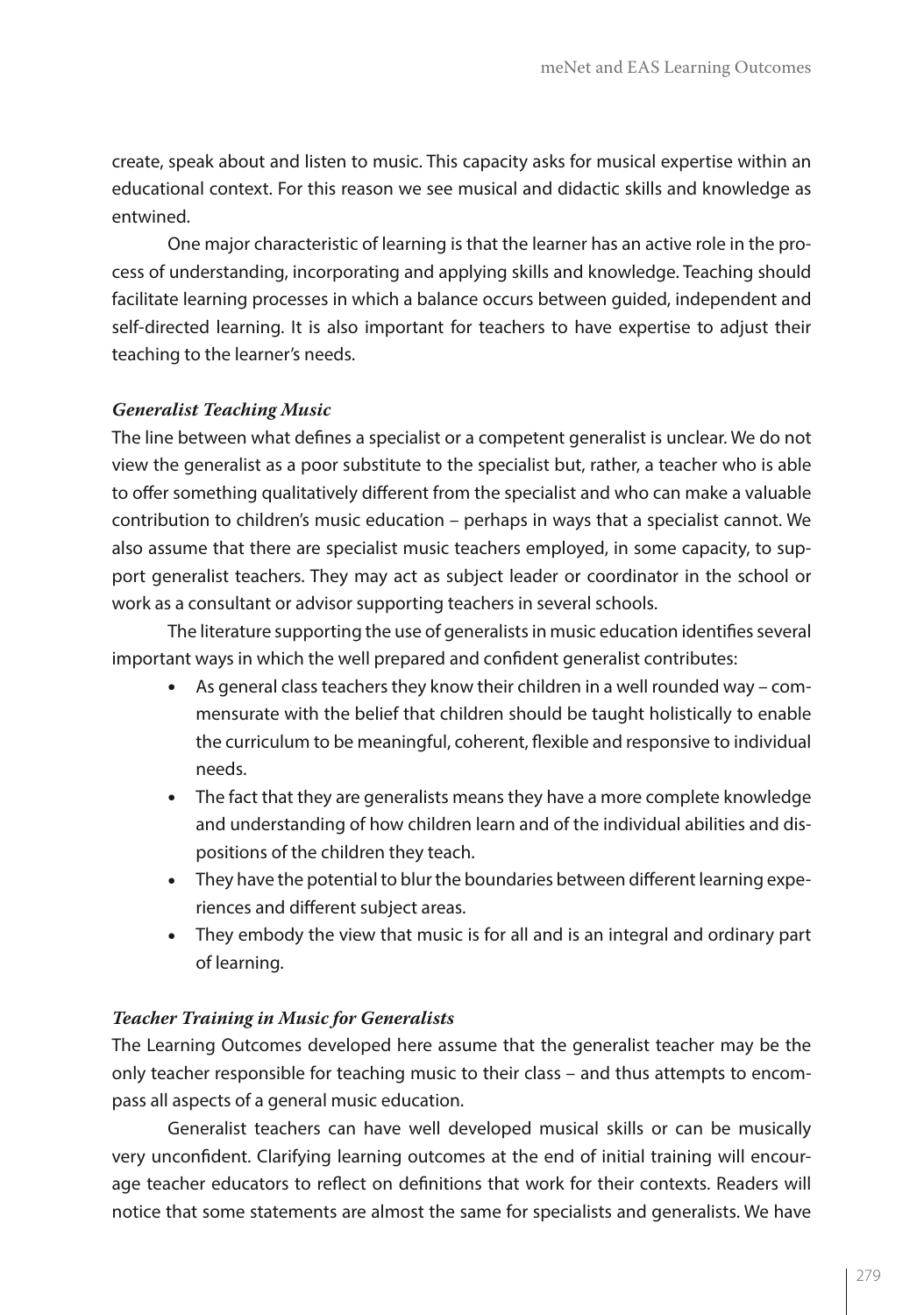create, speak about and listen to music. This capacity asks for musical expertise within an educational context. For this reason we see musical and didactic skills and knowledge as entwined.

One major characteristic of learning is that the learner has an active role in the process of understanding, incorporating and applying skills and knowledge. Teaching should facilitate learning processes in which a balance occurs between guided, independent and self-directed learning. It is also important for teachers to have expertise to adjust their teaching to the learner's needs.

### *Generalist Teaching Music*

The line between what defines a specialist or a competent generalist is unclear. We do not view the generalist as a poor substitute to the specialist but, rather, a teacher who is able to offer something qualitatively different from the specialist and who can make a valuable contribution to children's music education – perhaps in ways that a specialist cannot. We also assume that there are specialist music teachers employed, in some capacity, to support generalist teachers. They may act as subject leader or coordinator in the school or work as a consultant or advisor supporting teachers in several schools.

The literature supporting the use of generalists in music education identifies several important ways in which the well prepared and confident generalist contributes:

- As general class teachers they know their children in a well rounded way – commensurate with the belief that children should be taught holistically to enable the curriculum to be meaningful, coherent, flexible and responsive to individual needs.
- The fact that they are generalists means they have a more complete knowledge and understanding of how children learn and of the individual abilities and dispositions of the children they teach.
- They have the potential to blur the boundaries between different learning experiences and different subject areas.
- They embody the view that music is for all and is an integral and ordinary part of learning.

### *Teacher Training in Music for Generalists*

The Learning Outcomes developed here assume that the generalist teacher may be the only teacher responsible for teaching music to their class – and thus attempts to encompass all aspects of a general music education.

Generalist teachers can have well developed musical skills or can be musically very unconfident. Clarifying learning outcomes at the end of initial training will encourage teacher educators to reflect on definitions that work for their contexts. Readers will notice that some statements are almost the same for specialists and generalists. We have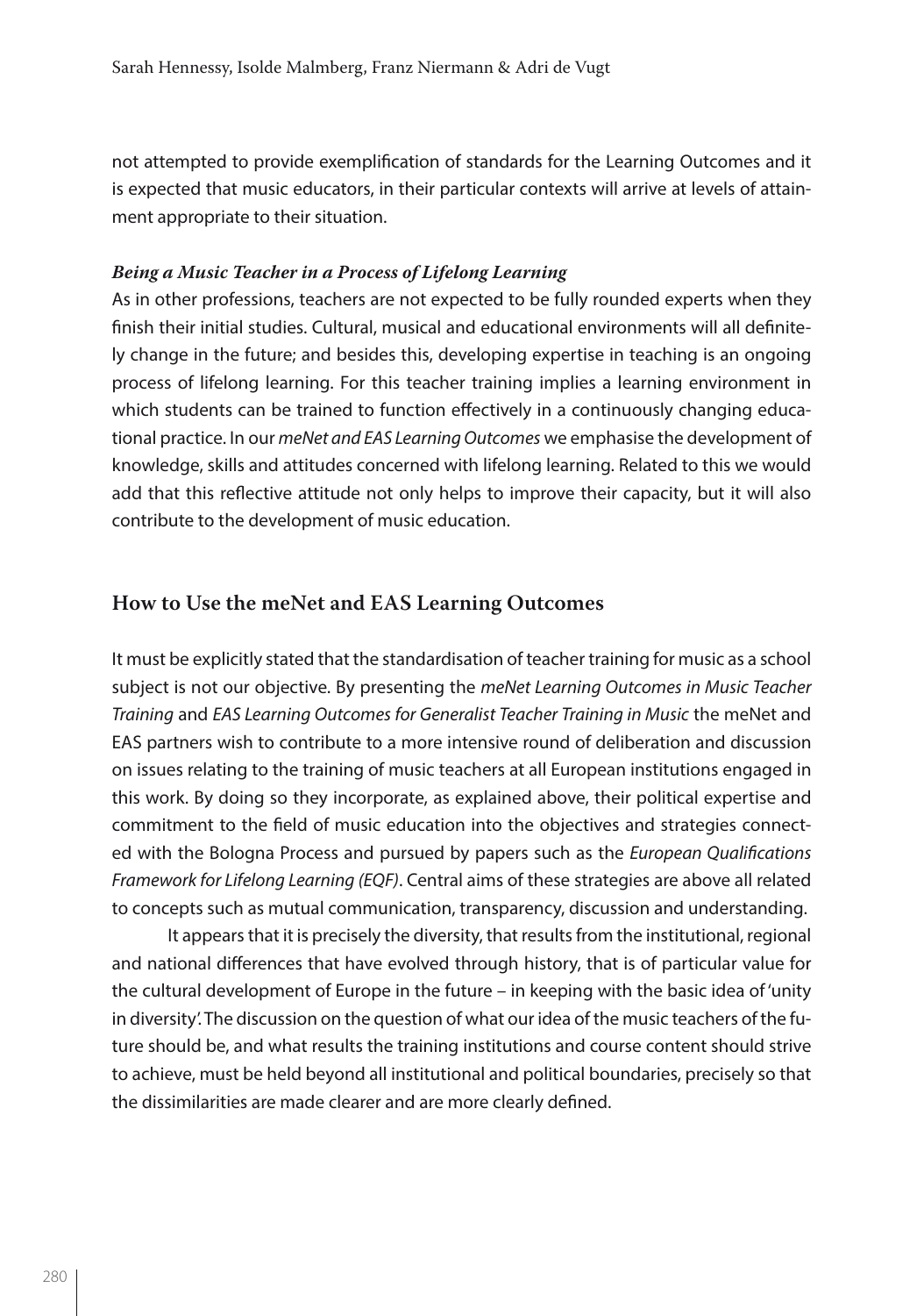not attempted to provide exemplification of standards for the Learning Outcomes and it is expected that music educators, in their particular contexts will arrive at levels of attainment appropriate to their situation.

***Being a Music Teacher in a Process of Lifelong Learning***

As in other professions, teachers are not expected to be fully rounded experts when they finish their initial studies. Cultural, musical and educational environments will all definitely change in the future; and besides this, developing expertise in teaching is an ongoing process of lifelong learning. For this teacher training implies a learning environment in which students can be trained to function effectively in a continuously changing educational practice. In our *meNet and EAS Learning Outcomes* we emphasise the development of knowledge, skills and attitudes concerned with lifelong learning. Related to this we would add that this reflective attitude not only helps to improve their capacity, but it will also contribute to the development of music education.

## How to Use the meNet and EAS Learning Outcomes

It must be explicitly stated that the standardisation of teacher training for music as a school subject is not our objective. By presenting the *meNet Learning Outcomes in Music Teacher Training* and *EAS Learning Outcomes for Generalist Teacher Training in Music* the meNet and EAS partners wish to contribute to a more intensive round of deliberation and discussion on issues relating to the training of music teachers at all European institutions engaged in this work. By doing so they incorporate, as explained above, their political expertise and commitment to the field of music education into the objectives and strategies connected with the Bologna Process and pursued by papers such as the *European Qualifications Framework for Lifelong Learning (EQF)*. Central aims of these strategies are above all related to concepts such as mutual communication, transparency, discussion and understanding.

It appears that it is precisely the diversity, that results from the institutional, regional and national differences that have evolved through history, that is of particular value for the cultural development of Europe in the future – in keeping with the basic idea of 'unity in diversity'. The discussion on the question of what our idea of the music teachers of the future should be, and what results the training institutions and course content should strive to achieve, must be held beyond all institutional and political boundaries, precisely so that the dissimilarities are made clearer and are more clearly defined.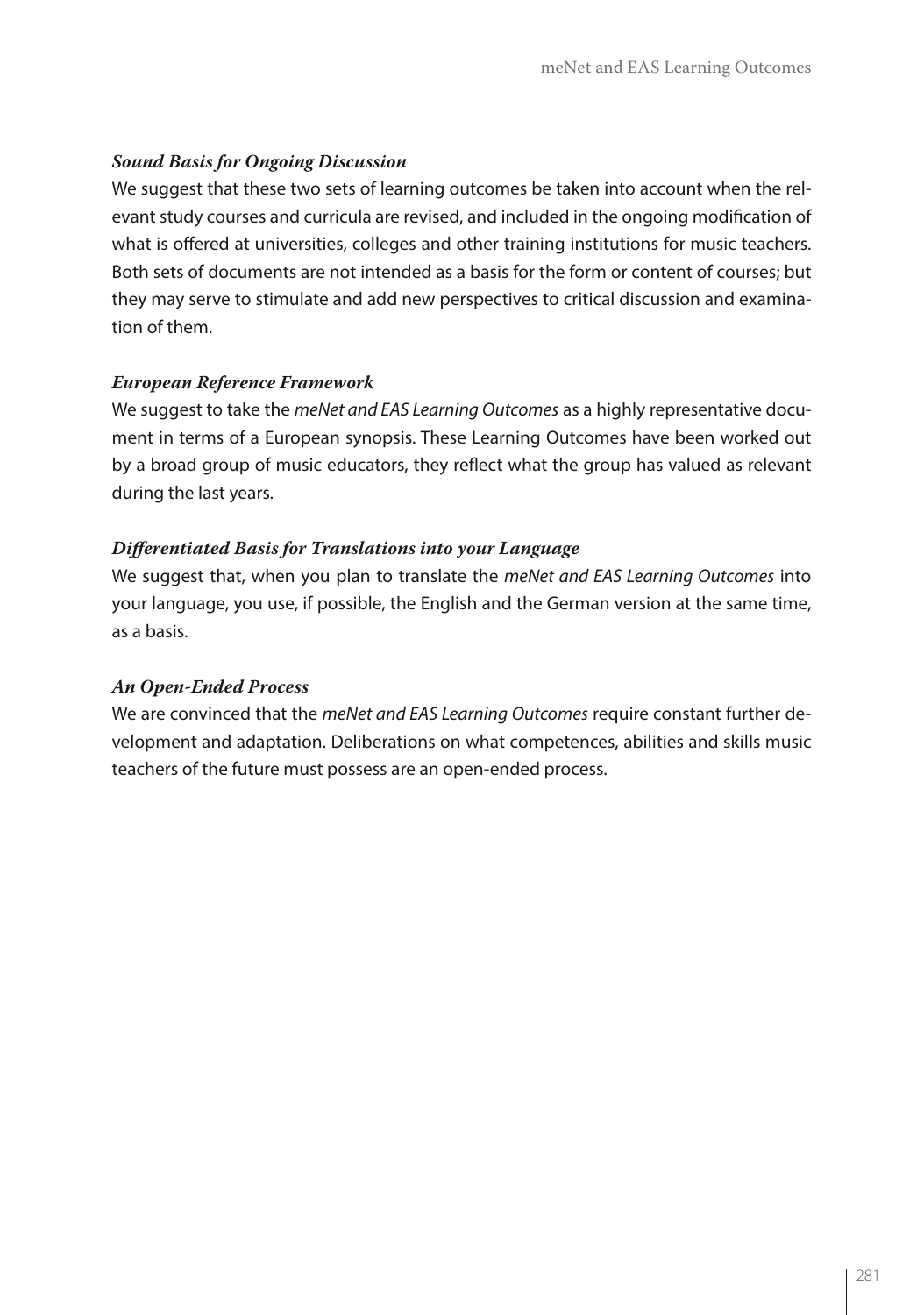### *Sound Basis for Ongoing Discussion*

We suggest that these two sets of learning outcomes be taken into account when the relevant study courses and curricula are revised, and included in the ongoing modification of what is offered at universities, colleges and other training institutions for music teachers. Both sets of documents are not intended as a basis for the form or content of courses; but they may serve to stimulate and add new perspectives to critical discussion and examination of them.

### *European Reference Framework*

We suggest to take the *meNet and EAS Learning Outcomes* as a highly representative document in terms of a European synopsis. These Learning Outcomes have been worked out by a broad group of music educators, they reflect what the group has valued as relevant during the last years.

### *Differentiated Basis for Translations into your Language*

We suggest that, when you plan to translate the *meNet and EAS Learning Outcomes* into your language, you use, if possible, the English and the German version at the same time, as a basis.

### *An Open-Ended Process*

We are convinced that the *meNet and EAS Learning Outcomes* require constant further development and adaptation. Deliberations on what competences, abilities and skills music teachers of the future must possess are an open-ended process.